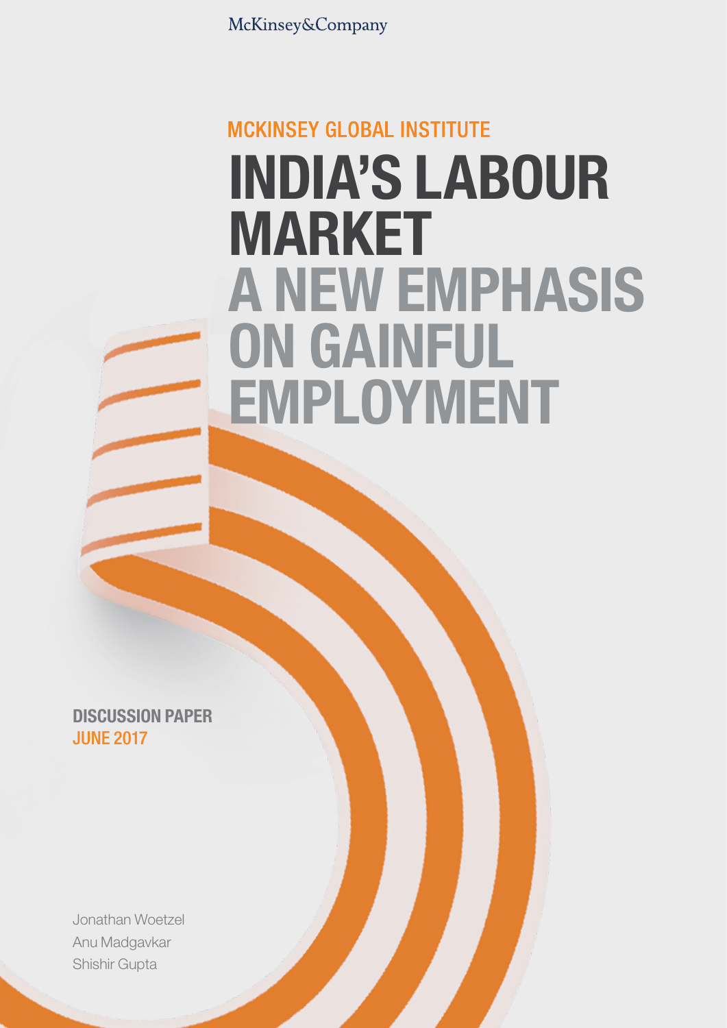McKinsey&Company

MCKINSEY GLOBAL INSTITUTE

# INDIA'S LABOUR MARKET

## A NEW EMPHASIS ON GAINFUL EMPLOYMENT

**DISCUSSION PAPER**
**JUNE 2017**

Jonathan Woetzel
Anu Madgavkar
Shishir Gupta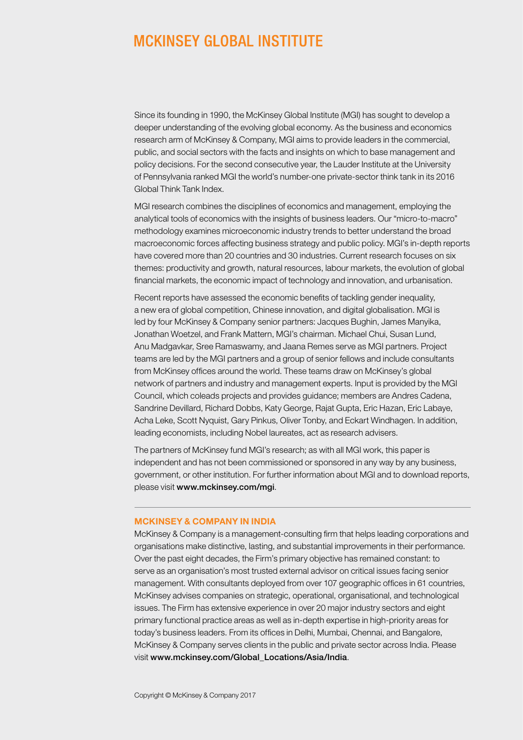# MCKINSEY GLOBAL INSTITUTE

Since its founding in 1990, the McKinsey Global Institute (MGI) has sought to develop a deeper understanding of the evolving global economy. As the business and economics research arm of McKinsey & Company, MGI aims to provide leaders in the commercial, public, and social sectors with the facts and insights on which to base management and policy decisions. For the second consecutive year, the Lauder Institute at the University of Pennsylvania ranked MGI the world's number-one private-sector think tank in its 2016 Global Think Tank Index.

MGI research combines the disciplines of economics and management, employing the analytical tools of economics with the insights of business leaders. Our "micro-to-macro" methodology examines microeconomic industry trends to better understand the broad macroeconomic forces affecting business strategy and public policy. MGI's in-depth reports have covered more than 20 countries and 30 industries. Current research focuses on six themes: productivity and growth, natural resources, labour markets, the evolution of global financial markets, the economic impact of technology and innovation, and urbanisation.

Recent reports have assessed the economic benefits of tackling gender inequality, a new era of global competition, Chinese innovation, and digital globalisation. MGI is led by four McKinsey & Company senior partners: Jacques Bughin, James Manyika, Jonathan Woetzel, and Frank Mattern, MGI's chairman. Michael Chui, Susan Lund, Anu Madgavkar, Sree Ramaswamy, and Jaana Remes serve as MGI partners. Project teams are led by the MGI partners and a group of senior fellows and include consultants from McKinsey offices around the world. These teams draw on McKinsey's global network of partners and industry and management experts. Input is provided by the MGI Council, which coleads projects and provides guidance; members are Andres Cadena, Sandrine Devillard, Richard Dobbs, Katy George, Rajat Gupta, Eric Hazan, Eric Labaye, Acha Leke, Scott Nyquist, Gary Pinkus, Oliver Tonby, and Eckart Windhagen. In addition, leading economists, including Nobel laureates, act as research advisers.

The partners of McKinsey fund MGI's research; as with all MGI work, this paper is independent and has not been commissioned or sponsored in any way by any business, government, or other institution. For further information about MGI and to download reports, please visit **www.mckinsey.com/mgi**.

---

### MCKINSEY & COMPANY IN INDIA

McKinsey & Company is a management-consulting firm that helps leading corporations and organisations make distinctive, lasting, and substantial improvements in their performance. Over the past eight decades, the Firm's primary objective has remained constant: to serve as an organisation's most trusted external advisor on critical issues facing senior management. With consultants deployed from over 107 geographic offices in 61 countries, McKinsey advises companies on strategic, operational, organisational, and technological issues. The Firm has extensive experience in over 20 major industry sectors and eight primary functional practice areas as well as in-depth expertise in high-priority areas for today's business leaders. From its offices in Delhi, Mumbai, Chennai, and Bangalore, McKinsey & Company serves clients in the public and private sector across India. Please visit **www.mckinsey.com/Global_Locations/Asia/India**.

Copyright © McKinsey & Company 2017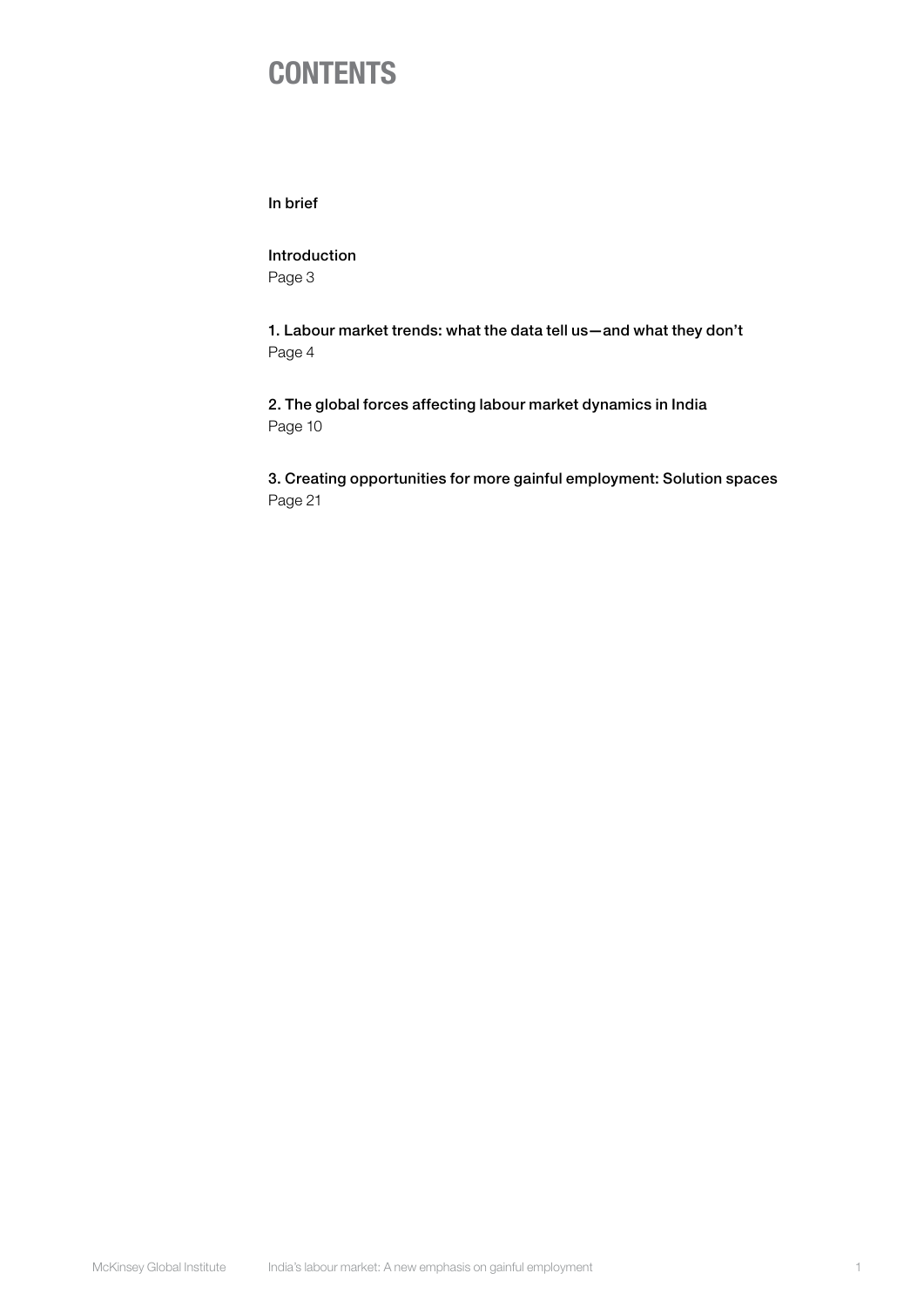# CONTENTS

**In brief**

**Introduction**
Page 3

**1. Labour market trends: what the data tell us—and what they don't**
Page 4

**2. The global forces affecting labour market dynamics in India**
Page 10

**3. Creating opportunities for more gainful employment: Solution spaces**
Page 21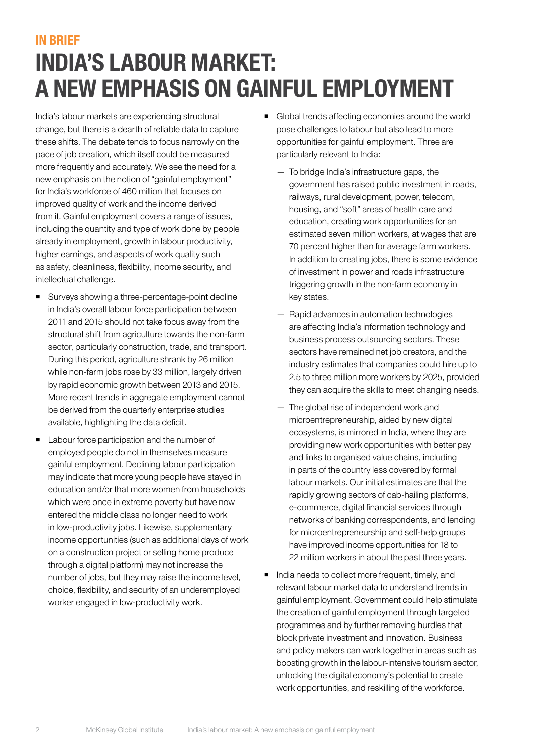## IN BRIEF

# INDIA'S LABOUR MARKET: A NEW EMPHASIS ON GAINFUL EMPLOYMENT

India's labour markets are experiencing structural change, but there is a dearth of reliable data to capture these shifts. The debate tends to focus narrowly on the pace of job creation, which itself could be measured more frequently and accurately. We see the need for a new emphasis on the notion of "gainful employment" for India's workforce of 460 million that focuses on improved quality of work and the income derived from it. Gainful employment covers a range of issues, including the quantity and type of work done by people already in employment, growth in labour productivity, higher earnings, and aspects of work quality such as safety, cleanliness, flexibility, income security, and intellectual challenge.

- Surveys showing a three-percentage-point decline in India's overall labour force participation between 2011 and 2015 should not take focus away from the structural shift from agriculture towards the non-farm sector, particularly construction, trade, and transport. During this period, agriculture shrank by 26 million while non-farm jobs rose by 33 million, largely driven by rapid economic growth between 2013 and 2015. More recent trends in aggregate employment cannot be derived from the quarterly enterprise studies available, highlighting the data deficit.
- Labour force participation and the number of employed people do not in themselves measure gainful employment. Declining labour participation may indicate that more young people have stayed in education and/or that more women from households which were once in extreme poverty but have now entered the middle class no longer need to work in low-productivity jobs. Likewise, supplementary income opportunities (such as additional days of work on a construction project or selling home produce through a digital platform) may not increase the number of jobs, but they may raise the income level, choice, flexibility, and security of an underemployed worker engaged in low-productivity work.
- Global trends affecting economies around the world pose challenges to labour but also lead to more opportunities for gainful employment. Three are particularly relevant to India:
  - To bridge India's infrastructure gaps, the government has raised public investment in roads, railways, rural development, power, telecom, housing, and "soft" areas of health care and education, creating work opportunities for an estimated seven million workers, at wages that are 70 percent higher than for average farm workers. In addition to creating jobs, there is some evidence of investment in power and roads infrastructure triggering growth in the non-farm economy in key states.
  - Rapid advances in automation technologies are affecting India's information technology and business process outsourcing sectors. These sectors have remained net job creators, and the industry estimates that companies could hire up to 2.5 to three million more workers by 2025, provided they can acquire the skills to meet changing needs.
  - The global rise of independent work and microentrepreneurship, aided by new digital ecosystems, is mirrored in India, where they are providing new work opportunities with better pay and links to organised value chains, including in parts of the country less covered by formal labour markets. Our initial estimates are that the rapidly growing sectors of cab-hailing platforms, e-commerce, digital financial services through networks of banking correspondents, and lending for microentrepreneurship and self-help groups have improved income opportunities for 18 to 22 million workers in about the past three years.
- India needs to collect more frequent, timely, and relevant labour market data to understand trends in gainful employment. Government could help stimulate the creation of gainful employment through targeted programmes and by further removing hurdles that block private investment and innovation. Business and policy makers can work together in areas such as boosting growth in the labour-intensive tourism sector, unlocking the digital economy's potential to create work opportunities, and reskilling of the workforce.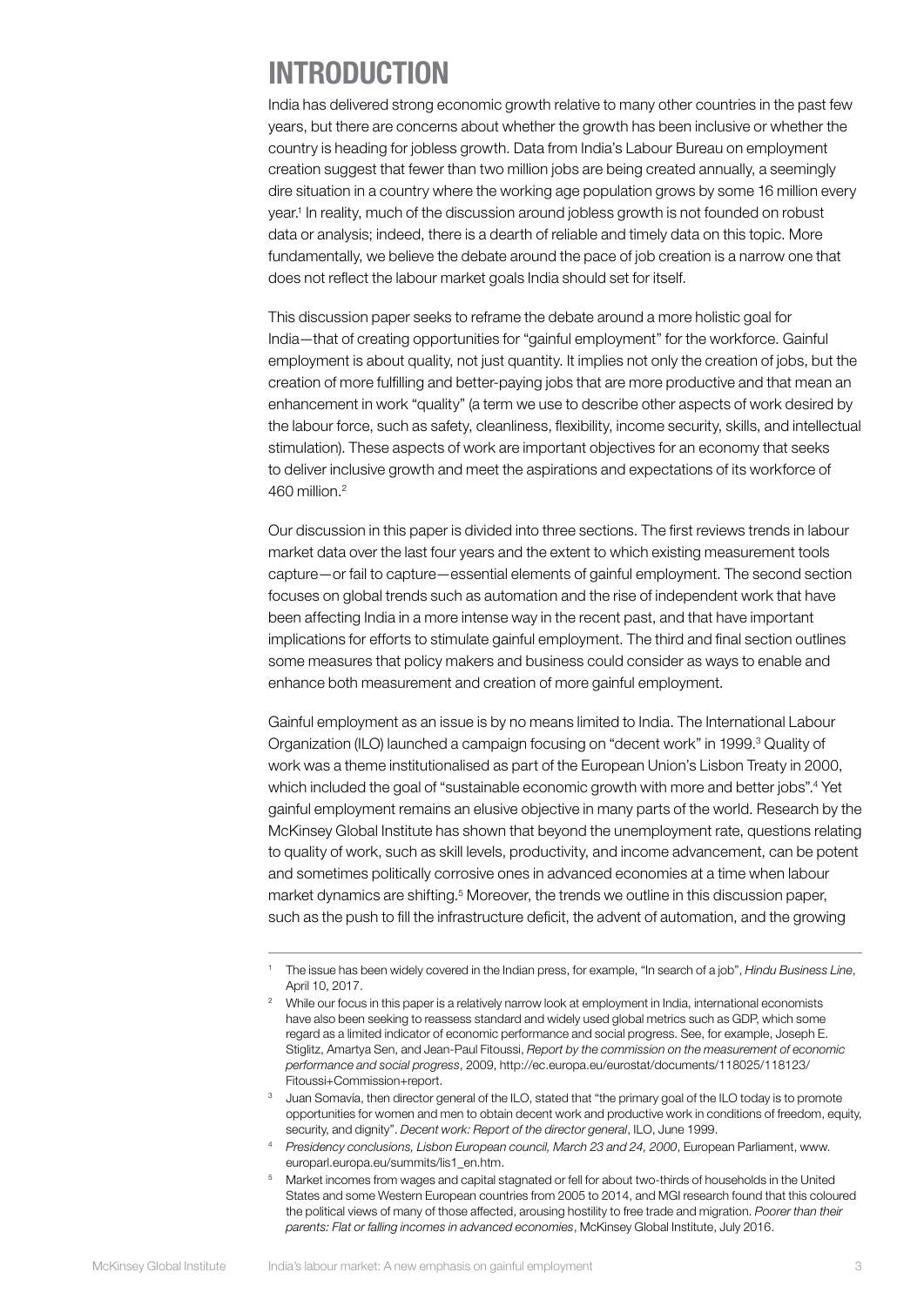# INTRODUCTION

India has delivered strong economic growth relative to many other countries in the past few years, but there are concerns about whether the growth has been inclusive or whether the country is heading for jobless growth. Data from India's Labour Bureau on employment creation suggest that fewer than two million jobs are being created annually, a seemingly dire situation in a country where the working age population grows by some 16 million every year.[1] In reality, much of the discussion around jobless growth is not founded on robust data or analysis; indeed, there is a dearth of reliable and timely data on this topic. More fundamentally, we believe the debate around the pace of job creation is a narrow one that does not reflect the labour market goals India should set for itself.

This discussion paper seeks to reframe the debate around a more holistic goal for India—that of creating opportunities for "gainful employment" for the workforce. Gainful employment is about quality, not just quantity. It implies not only the creation of jobs, but the creation of more fulfilling and better-paying jobs that are more productive and that mean an enhancement in work "quality" (a term we use to describe other aspects of work desired by the labour force, such as safety, cleanliness, flexibility, income security, skills, and intellectual stimulation). These aspects of work are important objectives for an economy that seeks to deliver inclusive growth and meet the aspirations and expectations of its workforce of 460 million.[2]

Our discussion in this paper is divided into three sections. The first reviews trends in labour market data over the last four years and the extent to which existing measurement tools capture—or fail to capture—essential elements of gainful employment. The second section focuses on global trends such as automation and the rise of independent work that have been affecting India in a more intense way in the recent past, and that have important implications for efforts to stimulate gainful employment. The third and final section outlines some measures that policy makers and business could consider as ways to enable and enhance both measurement and creation of more gainful employment.

Gainful employment as an issue is by no means limited to India. The International Labour Organization (ILO) launched a campaign focusing on "decent work" in 1999.[3] Quality of work was a theme institutionalised as part of the European Union's Lisbon Treaty in 2000, which included the goal of "sustainable economic growth with more and better jobs".[4] Yet gainful employment remains an elusive objective in many parts of the world. Research by the McKinsey Global Institute has shown that beyond the unemployment rate, questions relating to quality of work, such as skill levels, productivity, and income advancement, can be potent and sometimes politically corrosive ones in advanced economies at a time when labour market dynamics are shifting.[5] Moreover, the trends we outline in this discussion paper, such as the push to fill the infrastructure deficit, the advent of automation, and the growing

---

[1] The issue has been widely covered in the Indian press, for example, "In search of a job", *Hindu Business Line*, April 10, 2017.

[2] While our focus in this paper is a relatively narrow look at employment in India, international economists have also been seeking to reassess standard and widely used global metrics such as GDP, which some regard as a limited indicator of economic performance and social progress. See, for example, Joseph E. Stiglitz, Amartya Sen, and Jean-Paul Fitoussi, *Report by the commission on the measurement of economic performance and social progress*, 2009, http://ec.europa.eu/eurostat/documents/118025/118123/Fitoussi+Commission+report.

[3] Juan Somavía, then director general of the ILO, stated that "the primary goal of the ILO today is to promote opportunities for women and men to obtain decent work and productive work in conditions of freedom, equity, security, and dignity". *Decent work: Report of the director general*, ILO, June 1999.

[4] *Presidency conclusions, Lisbon European council, March 23 and 24, 2000*, European Parliament, www.europarl.europa.eu/summits/lis1_en.htm.

[5] Market incomes from wages and capital stagnated or fell for about two-thirds of households in the United States and some Western European countries from 2005 to 2014, and MGI research found that this coloured the political views of many of those affected, arousing hostility to free trade and migration. *Poorer than their parents: Flat or falling incomes in advanced economies*, McKinsey Global Institute, July 2016.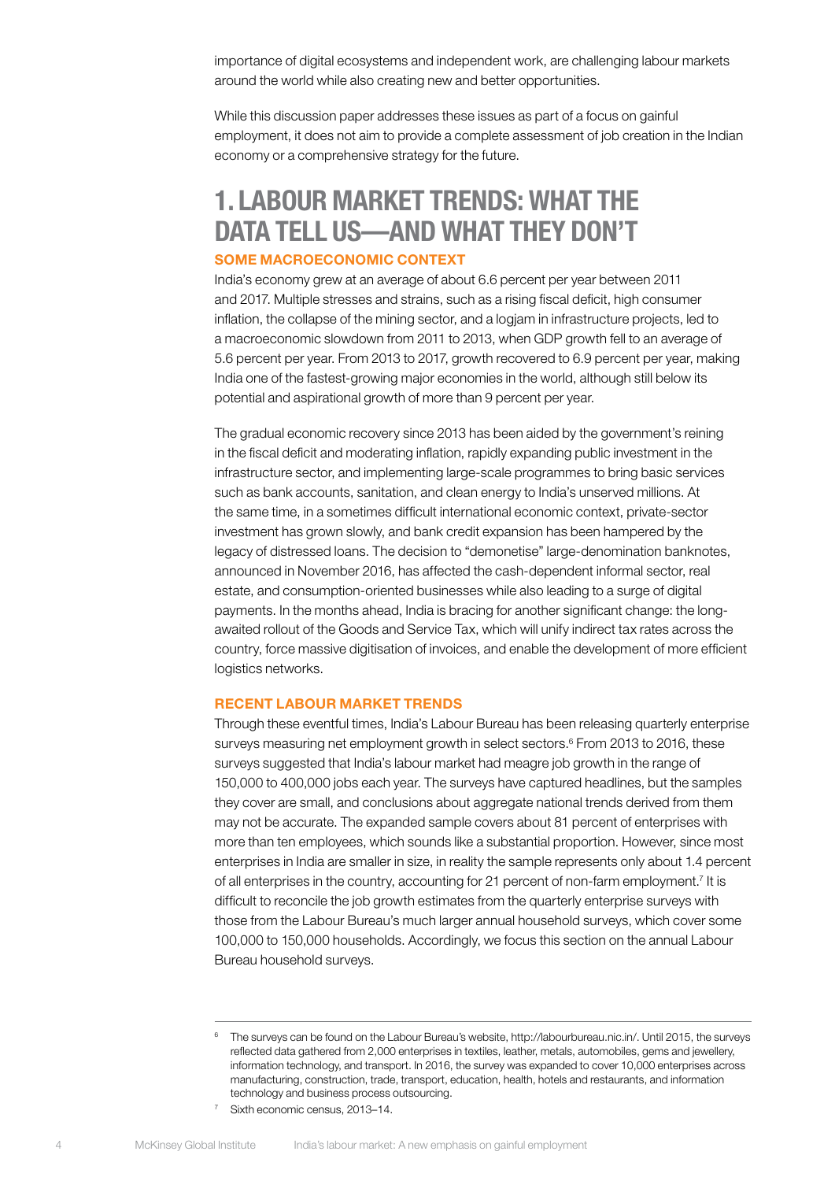importance of digital ecosystems and independent work, are challenging labour markets around the world while also creating new and better opportunities.

While this discussion paper addresses these issues as part of a focus on gainful employment, it does not aim to provide a complete assessment of job creation in the Indian economy or a comprehensive strategy for the future.

# 1. LABOUR MARKET TRENDS: WHAT THE DATA TELL US—AND WHAT THEY DON'T

## SOME MACROECONOMIC CONTEXT

India's economy grew at an average of about 6.6 percent per year between 2011 and 2017. Multiple stresses and strains, such as a rising fiscal deficit, high consumer inflation, the collapse of the mining sector, and a logjam in infrastructure projects, led to a macroeconomic slowdown from 2011 to 2013, when GDP growth fell to an average of 5.6 percent per year. From 2013 to 2017, growth recovered to 6.9 percent per year, making India one of the fastest-growing major economies in the world, although still below its potential and aspirational growth of more than 9 percent per year.

The gradual economic recovery since 2013 has been aided by the government's reining in the fiscal deficit and moderating inflation, rapidly expanding public investment in the infrastructure sector, and implementing large-scale programmes to bring basic services such as bank accounts, sanitation, and clean energy to India's unserved millions. At the same time, in a sometimes difficult international economic context, private-sector investment has grown slowly, and bank credit expansion has been hampered by the legacy of distressed loans. The decision to "demonetise" large-denomination banknotes, announced in November 2016, has affected the cash-dependent informal sector, real estate, and consumption-oriented businesses while also leading to a surge of digital payments. In the months ahead, India is bracing for another significant change: the long-awaited rollout of the Goods and Service Tax, which will unify indirect tax rates across the country, force massive digitisation of invoices, and enable the development of more efficient logistics networks.

## RECENT LABOUR MARKET TRENDS

Through these eventful times, India's Labour Bureau has been releasing quarterly enterprise surveys measuring net employment growth in select sectors.[6] From 2013 to 2016, these surveys suggested that India's labour market had meagre job growth in the range of 150,000 to 400,000 jobs each year. The surveys have captured headlines, but the samples they cover are small, and conclusions about aggregate national trends derived from them may not be accurate. The expanded sample covers about 81 percent of enterprises with more than ten employees, which sounds like a substantial proportion. However, since most enterprises in India are smaller in size, in reality the sample represents only about 1.4 percent of all enterprises in the country, accounting for 21 percent of non-farm employment.[7] It is difficult to reconcile the job growth estimates from the quarterly enterprise surveys with those from the Labour Bureau's much larger annual household surveys, which cover some 100,000 to 150,000 households. Accordingly, we focus this section on the annual Labour Bureau household surveys.

---

[6] The surveys can be found on the Labour Bureau's website, http://labourbureau.nic.in/. Until 2015, the surveys reflected data gathered from 2,000 enterprises in textiles, leather, metals, automobiles, gems and jewellery, information technology, and transport. In 2016, the survey was expanded to cover 10,000 enterprises across manufacturing, construction, trade, transport, education, health, hotels and restaurants, and information technology and business process outsourcing.

[7] Sixth economic census, 2013–14.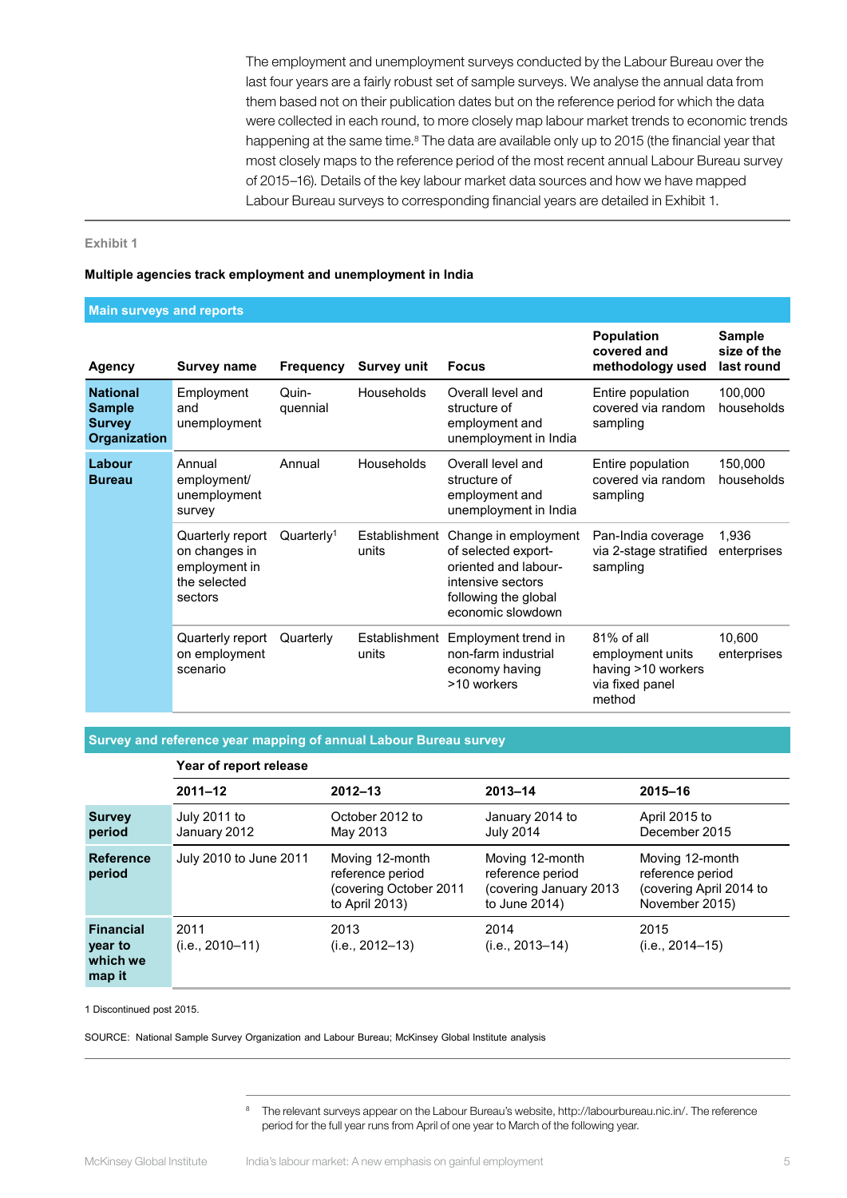The employment and unemployment surveys conducted by the Labour Bureau over the last four years are a fairly robust set of sample surveys. We analyse the annual data from them based not on their publication dates but on the reference period for which the data were collected in each round, to more closely map labour market trends to economic trends happening at the same time.[8] The data are available only up to 2015 (the financial year that most closely maps to the reference period of the most recent annual Labour Bureau survey of 2015–16). Details of the key labour market data sources and how we have mapped Labour Bureau surveys to corresponding financial years are detailed in Exhibit 1.

Exhibit 1

**Multiple agencies track employment and unemployment in India**

**Main surveys and reports**

| Agency | Survey name | Frequency | Survey unit | Focus | Population covered and methodology used | Sample size of the last round |
|---|---|---|---|---|---|---|
| **National Sample Survey Organization** | Employment and unemployment | Quin-quennial | Households | Overall level and structure of employment and unemployment in India | Entire population covered via random sampling | 100,000 households |
| **Labour Bureau** | Annual employment/ unemployment survey | Annual | Households | Overall level and structure of employment and unemployment in India | Entire population covered via random sampling | 150,000 households |
| | Quarterly report on changes in employment in the selected sectors | Quarterly[1] | Establishment units | Change in employment of selected export-oriented and labour-intensive sectors following the global economic slowdown | Pan-India coverage via 2-stage stratified sampling | 1,936 enterprises |
| | Quarterly report on employment scenario | Quarterly | Establishment units | Employment trend in non-farm industrial economy having >10 workers | 81% of all employment units having >10 workers via fixed panel method | 10,600 enterprises |

**Survey and reference year mapping of annual Labour Bureau survey**

| | Year of report release | | | |
|---|---|---|---|---|
| | **2011–12** | **2012–13** | **2013–14** | **2015–16** |
| **Survey period** | July 2011 to January 2012 | October 2012 to May 2013 | January 2014 to July 2014 | April 2015 to December 2015 |
| **Reference period** | July 2010 to June 2011 | Moving 12-month reference period (covering October 2011 to April 2013) | Moving 12-month reference period (covering January 2013 to June 2014) | Moving 12-month reference period (covering April 2014 to November 2015) |
| **Financial year to which we map it** | 2011 (i.e., 2010–11) | 2013 (i.e., 2012–13) | 2014 (i.e., 2013–14) | 2015 (i.e., 2014–15) |

1 Discontinued post 2015.

SOURCE: National Sample Survey Organization and Labour Bureau; McKinsey Global Institute analysis

[8] The relevant surveys appear on the Labour Bureau's website, http://labourbureau.nic.in/. The reference period for the full year runs from April of one year to March of the following year.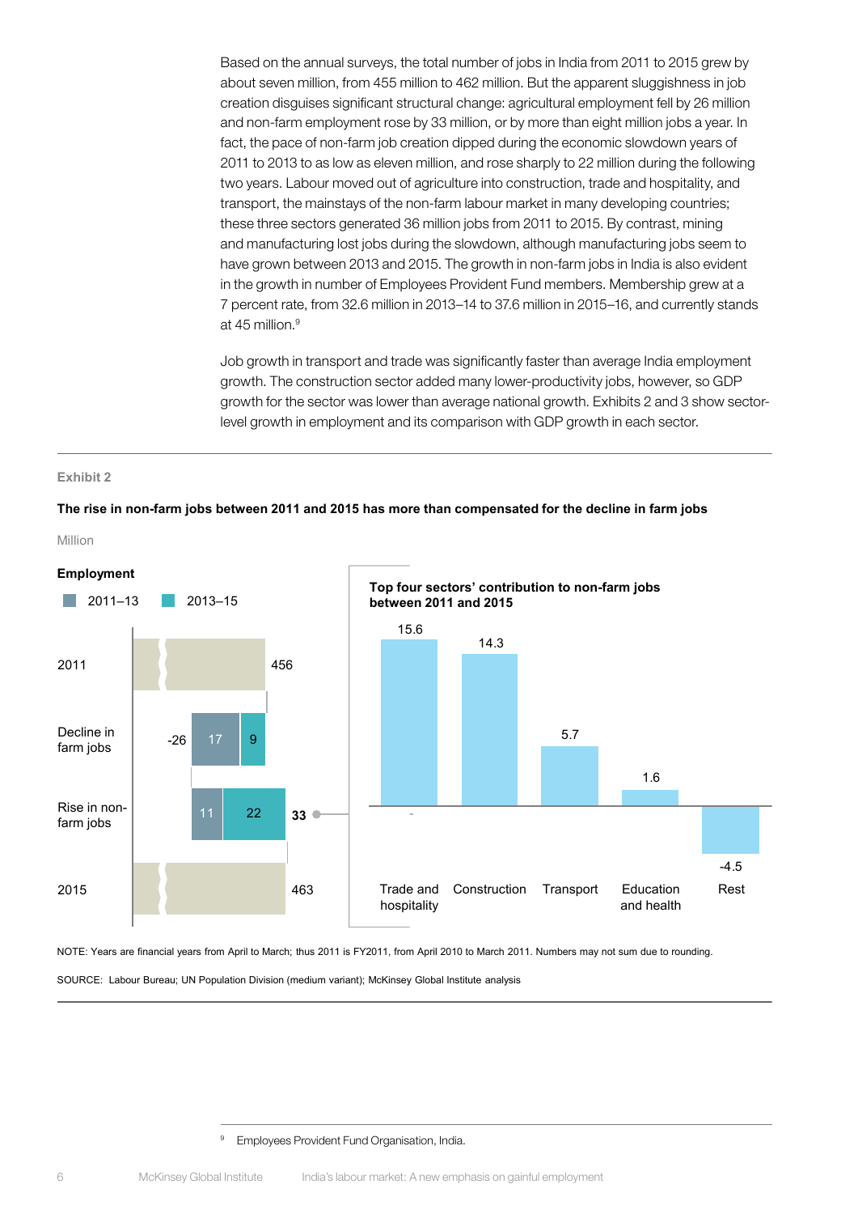Based on the annual surveys, the total number of jobs in India from 2011 to 2015 grew by about seven million, from 455 million to 462 million. But the apparent sluggishness in job creation disguises significant structural change: agricultural employment fell by 26 million and non-farm employment rose by 33 million, or by more than eight million jobs a year. In fact, the pace of non-farm job creation dipped during the economic slowdown years of 2011 to 2013 to as low as eleven million, and rose sharply to 22 million during the following two years. Labour moved out of agriculture into construction, trade and hospitality, and transport, the mainstays of the non-farm labour market in many developing countries; these three sectors generated 36 million jobs from 2011 to 2015. By contrast, mining and manufacturing lost jobs during the slowdown, although manufacturing jobs seem to have grown between 2013 and 2015. The growth in non-farm jobs in India is also evident in the growth in number of Employees Provident Fund members. Membership grew at a 7 percent rate, from 32.6 million in 2013–14 to 37.6 million in 2015–16, and currently stands at 45 million.[9]

Job growth in transport and trade was significantly faster than average India employment growth. The construction sector added many lower-productivity jobs, however, so GDP growth for the sector was lower than average national growth. Exhibits 2 and 3 show sector-level growth in employment and its comparison with GDP growth in each sector.

Exhibit 2

**The rise in non-farm jobs between 2011 and 2015 has more than compensated for the decline in farm jobs**

Million

**Employment**

| | 2011–13 | 2013–15 | Total |
|---|---|---|---|
| 2011 | | | 456 |
| Decline in farm jobs | 17 | 9 | -26 |
| Rise in non-farm jobs | 11 | 22 | 33 |
| 2015 | | | 463 |

**Top four sectors' contribution to non-farm jobs between 2011 and 2015**

| Trade and hospitality | Construction | Transport | Education and health | Rest |
|---|---|---|---|---|
| 15.6 | 14.3 | 5.7 | 1.6 | -4.5 |

NOTE: Years are financial years from April to March; thus 2011 is FY2011, from April 2010 to March 2011. Numbers may not sum due to rounding.

SOURCE: Labour Bureau; UN Population Division (medium variant); McKinsey Global Institute analysis

[9] Employees Provident Fund Organisation, India.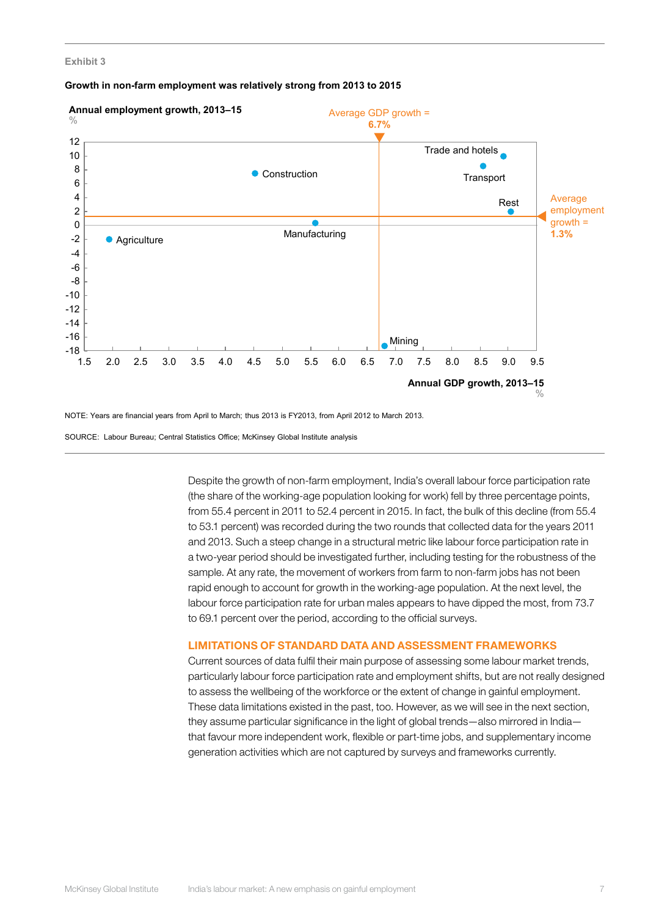Exhibit 3

**Growth in non-farm employment was relatively strong from 2013 to 2015**

**Annual employment growth, 2013–15**
%

Average GDP growth = **6.7%**

Average employment growth = **1.3%**

Trade and hotels
Transport
Construction
Rest
Manufacturing
Agriculture
Mining

**Annual GDP growth, 2013–15**
%

NOTE: Years are financial years from April to March; thus 2013 is FY2013, from April 2012 to March 2013.

SOURCE: Labour Bureau; Central Statistics Office; McKinsey Global Institute analysis

Despite the growth of non-farm employment, India's overall labour force participation rate (the share of the working-age population looking for work) fell by three percentage points, from 55.4 percent in 2011 to 52.4 percent in 2015. In fact, the bulk of this decline (from 55.4 to 53.1 percent) was recorded during the two rounds that collected data for the years 2011 and 2013. Such a steep change in a structural metric like labour force participation rate in a two-year period should be investigated further, including testing for the robustness of the sample. At any rate, the movement of workers from farm to non-farm jobs has not been rapid enough to account for growth in the working-age population. At the next level, the labour force participation rate for urban males appears to have dipped the most, from 73.7 to 69.1 percent over the period, according to the official surveys.

## LIMITATIONS OF STANDARD DATA AND ASSESSMENT FRAMEWORKS

Current sources of data fulfil their main purpose of assessing some labour market trends, particularly labour force participation rate and employment shifts, but are not really designed to assess the wellbeing of the workforce or the extent of change in gainful employment. These data limitations existed in the past, too. However, as we will see in the next section, they assume particular significance in the light of global trends—also mirrored in India—that favour more independent work, flexible or part-time jobs, and supplementary income generation activities which are not captured by surveys and frameworks currently.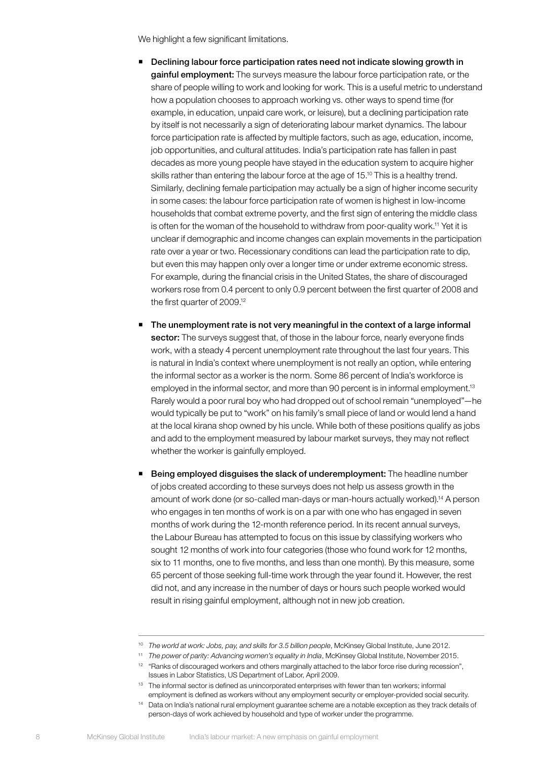We highlight a few significant limitations.

- **Declining labour force participation rates need not indicate slowing growth in gainful employment:** The surveys measure the labour force participation rate, or the share of people willing to work and looking for work. This is a useful metric to understand how a population chooses to approach working vs. other ways to spend time (for example, in education, unpaid care work, or leisure), but a declining participation rate by itself is not necessarily a sign of deteriorating labour market dynamics. The labour force participation rate is affected by multiple factors, such as age, education, income, job opportunities, and cultural attitudes. India's participation rate has fallen in past decades as more young people have stayed in the education system to acquire higher skills rather than entering the labour force at the age of 15.[10] This is a healthy trend. Similarly, declining female participation may actually be a sign of higher income security in some cases: the labour force participation rate of women is highest in low-income households that combat extreme poverty, and the first sign of entering the middle class is often for the woman of the household to withdraw from poor-quality work.[11] Yet it is unclear if demographic and income changes can explain movements in the participation rate over a year or two. Recessionary conditions can lead the participation rate to dip, but even this may happen only over a longer time or under extreme economic stress. For example, during the financial crisis in the United States, the share of discouraged workers rose from 0.4 percent to only 0.9 percent between the first quarter of 2008 and the first quarter of 2009.[12]

- **The unemployment rate is not very meaningful in the context of a large informal sector:** The surveys suggest that, of those in the labour force, nearly everyone finds work, with a steady 4 percent unemployment rate throughout the last four years. This is natural in India's context where unemployment is not really an option, while entering the informal sector as a worker is the norm. Some 86 percent of India's workforce is employed in the informal sector, and more than 90 percent is in informal employment.[13] Rarely would a poor rural boy who had dropped out of school remain "unemployed"—he would typically be put to "work" on his family's small piece of land or would lend a hand at the local kirana shop owned by his uncle. While both of these positions qualify as jobs and add to the employment measured by labour market surveys, they may not reflect whether the worker is gainfully employed.

- **Being employed disguises the slack of underemployment:** The headline number of jobs created according to these surveys does not help us assess growth in the amount of work done (or so-called man-days or man-hours actually worked).[14] A person who engages in ten months of work is on a par with one who has engaged in seven months of work during the 12-month reference period. In its recent annual surveys, the Labour Bureau has attempted to focus on this issue by classifying workers who sought 12 months of work into four categories (those who found work for 12 months, six to 11 months, one to five months, and less than one month). By this measure, some 65 percent of those seeking full-time work through the year found it. However, the rest did not, and any increase in the number of days or hours such people worked would result in rising gainful employment, although not in new job creation.

---

[10] *The world at work: Jobs, pay, and skills for 3.5 billion people*, McKinsey Global Institute, June 2012.

[11] *The power of parity: Advancing women's equality in India*, McKinsey Global Institute, November 2015.

[12] "Ranks of discouraged workers and others marginally attached to the labor force rise during recession", Issues in Labor Statistics, US Department of Labor, April 2009.

[13] The informal sector is defined as unincorporated enterprises with fewer than ten workers; informal employment is defined as workers without any employment security or employer-provided social security.

[14] Data on India's national rural employment guarantee scheme are a notable exception as they track details of person-days of work achieved by household and type of worker under the programme.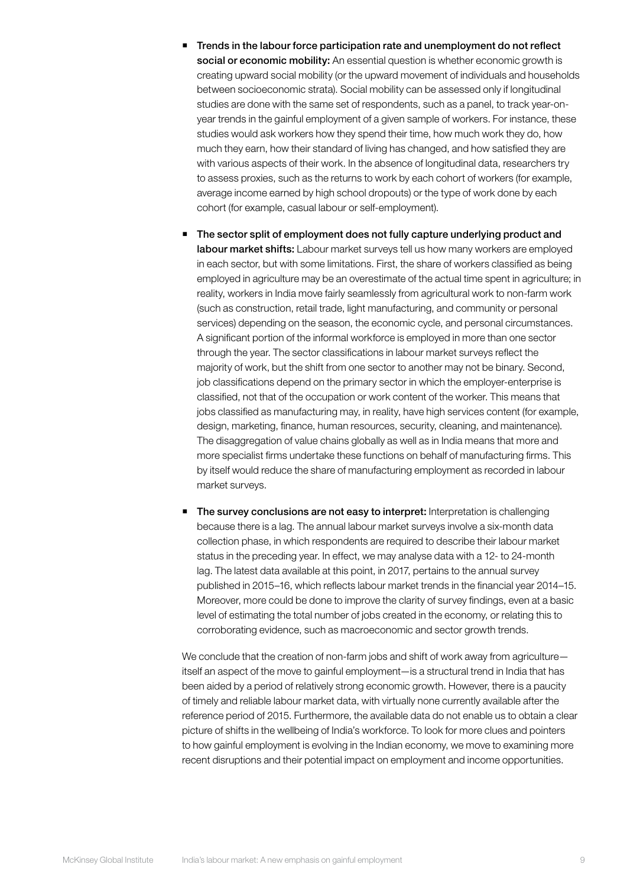- **Trends in the labour force participation rate and unemployment do not reflect social or economic mobility:** An essential question is whether economic growth is creating upward social mobility (or the upward movement of individuals and households between socioeconomic strata). Social mobility can be assessed only if longitudinal studies are done with the same set of respondents, such as a panel, to track year-on-year trends in the gainful employment of a given sample of workers. For instance, these studies would ask workers how they spend their time, how much work they do, how much they earn, how their standard of living has changed, and how satisfied they are with various aspects of their work. In the absence of longitudinal data, researchers try to assess proxies, such as the returns to work by each cohort of workers (for example, average income earned by high school dropouts) or the type of work done by each cohort (for example, casual labour or self-employment).

- **The sector split of employment does not fully capture underlying product and labour market shifts:** Labour market surveys tell us how many workers are employed in each sector, but with some limitations. First, the share of workers classified as being employed in agriculture may be an overestimate of the actual time spent in agriculture; in reality, workers in India move fairly seamlessly from agricultural work to non-farm work (such as construction, retail trade, light manufacturing, and community or personal services) depending on the season, the economic cycle, and personal circumstances. A significant portion of the informal workforce is employed in more than one sector through the year. The sector classifications in labour market surveys reflect the majority of work, but the shift from one sector to another may not be binary. Second, job classifications depend on the primary sector in which the employer-enterprise is classified, not that of the occupation or work content of the worker. This means that jobs classified as manufacturing may, in reality, have high services content (for example, design, marketing, finance, human resources, security, cleaning, and maintenance). The disaggregation of value chains globally as well as in India means that more and more specialist firms undertake these functions on behalf of manufacturing firms. This by itself would reduce the share of manufacturing employment as recorded in labour market surveys.

- **The survey conclusions are not easy to interpret:** Interpretation is challenging because there is a lag. The annual labour market surveys involve a six-month data collection phase, in which respondents are required to describe their labour market status in the preceding year. In effect, we may analyse data with a 12- to 24-month lag. The latest data available at this point, in 2017, pertains to the annual survey published in 2015–16, which reflects labour market trends in the financial year 2014–15. Moreover, more could be done to improve the clarity of survey findings, even at a basic level of estimating the total number of jobs created in the economy, or relating this to corroborating evidence, such as macroeconomic and sector growth trends.

We conclude that the creation of non-farm jobs and shift of work away from agriculture—itself an aspect of the move to gainful employment—is a structural trend in India that has been aided by a period of relatively strong economic growth. However, there is a paucity of timely and reliable labour market data, with virtually none currently available after the reference period of 2015. Furthermore, the available data do not enable us to obtain a clear picture of shifts in the wellbeing of India's workforce. To look for more clues and pointers to how gainful employment is evolving in the Indian economy, we move to examining more recent disruptions and their potential impact on employment and income opportunities.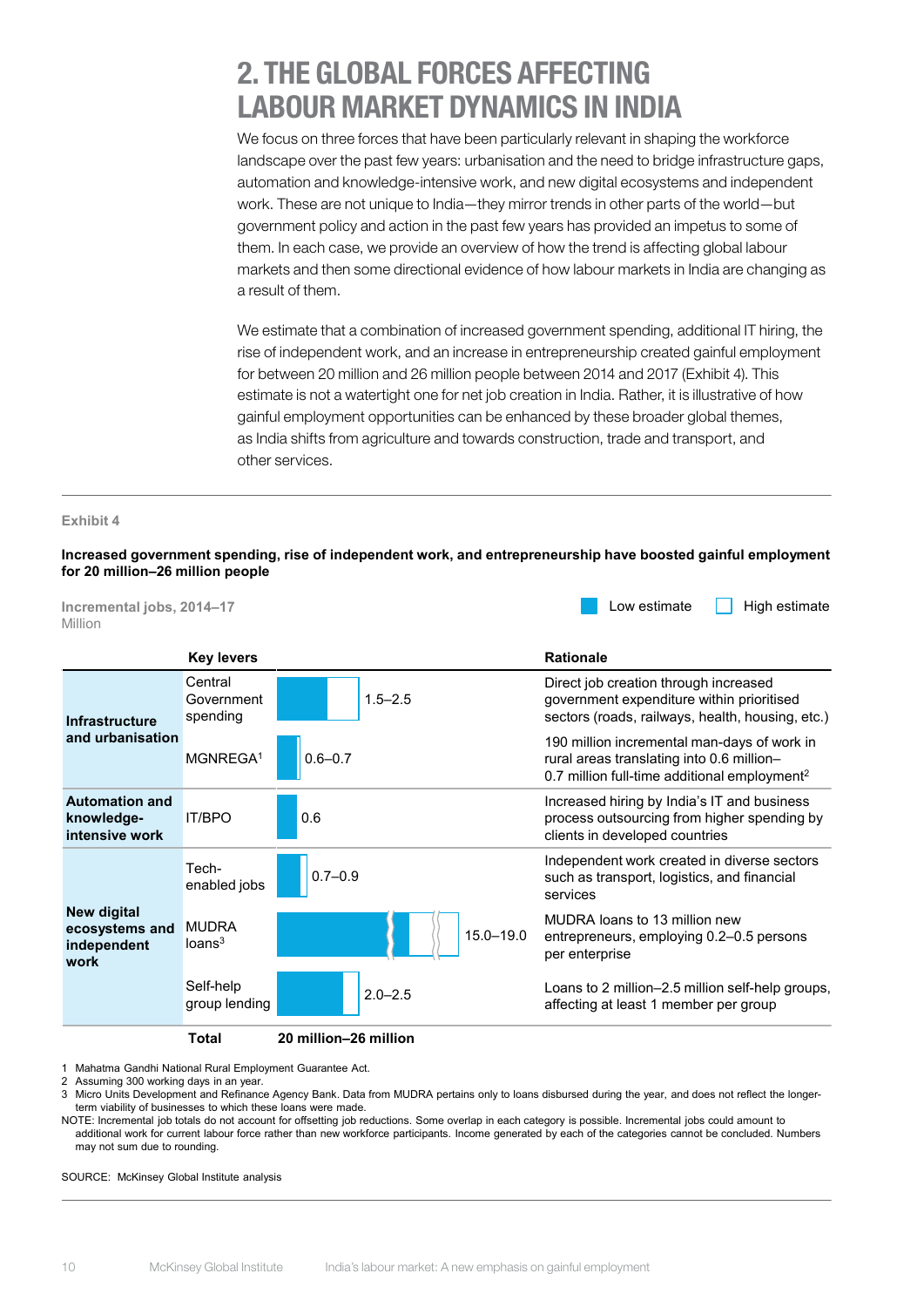# 2. THE GLOBAL FORCES AFFECTING LABOUR MARKET DYNAMICS IN INDIA

We focus on three forces that have been particularly relevant in shaping the workforce landscape over the past few years: urbanisation and the need to bridge infrastructure gaps, automation and knowledge-intensive work, and new digital ecosystems and independent work. These are not unique to India—they mirror trends in other parts of the world—but government policy and action in the past few years has provided an impetus to some of them. In each case, we provide an overview of how the trend is affecting global labour markets and then some directional evidence of how labour markets in India are changing as a result of them.

We estimate that a combination of increased government spending, additional IT hiring, the rise of independent work, and an increase in entrepreneurship created gainful employment for between 20 million and 26 million people between 2014 and 2017 (Exhibit 4). This estimate is not a watertight one for net job creation in India. Rather, it is illustrative of how gainful employment opportunities can be enhanced by these broader global themes, as India shifts from agriculture and towards construction, trade and transport, and other services.

Exhibit 4

**Increased government spending, rise of independent work, and entrepreneurship have boosted gainful employment for 20 million–26 million people**

Incremental jobs, 2014–17
Million

Low estimate | High estimate

| | Key levers | Incremental jobs | Rationale |
|---|---|---|---|
| **Infrastructure and urbanisation** | Central Government spending | 1.5–2.5 | Direct job creation through increased government expenditure within prioritised sectors (roads, railways, health, housing, etc.) |
| | MGNREGA[1] | 0.6–0.7 | 190 million incremental man-days of work in rural areas translating into 0.6 million–0.7 million full-time additional employment[2] |
| **Automation and knowledge-intensive work** | IT/BPO | 0.6 | Increased hiring by India's IT and business process outsourcing from higher spending by clients in developed countries |
| **New digital ecosystems and independent work** | Tech-enabled jobs | 0.7–0.9 | Independent work created in diverse sectors such as transport, logistics, and financial services |
| | MUDRA loans[3] | 15.0–19.0 | MUDRA loans to 13 million new entrepreneurs, employing 0.2–0.5 persons per enterprise |
| | Self-help group lending | 2.0–2.5 | Loans to 2 million–2.5 million self-help groups, affecting at least 1 member per group |
| | **Total** | **20 million–26 million** | |

1 Mahatma Gandhi National Rural Employment Guarantee Act.
2 Assuming 300 working days in an year.
3 Micro Units Development and Refinance Agency Bank. Data from MUDRA pertains only to loans disbursed during the year, and does not reflect the longer-term viability of businesses to which these loans were made.
NOTE: Incremental job totals do not account for offsetting job reductions. Some overlap in each category is possible. Incremental jobs could amount to additional work for current labour force rather than new workforce participants. Income generated by each of the categories cannot be concluded. Numbers may not sum due to rounding.

SOURCE: McKinsey Global Institute analysis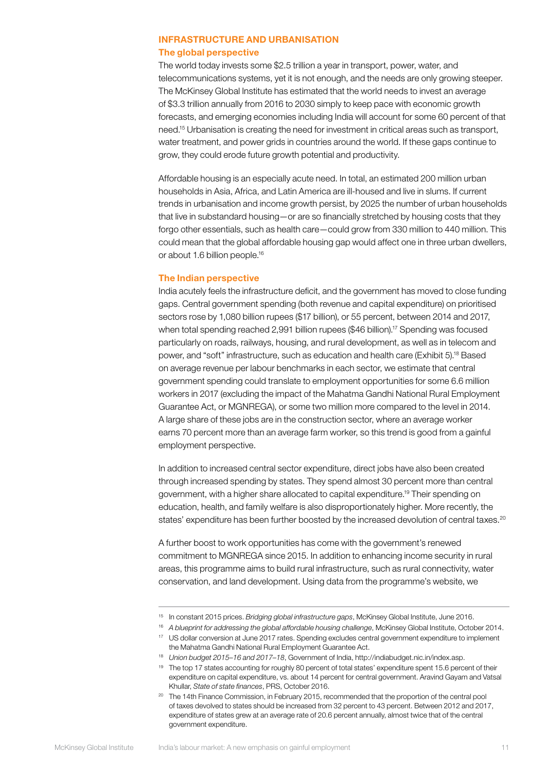## INFRASTRUCTURE AND URBANISATION

### The global perspective

The world today invests some $2.5 trillion a year in transport, power, water, and telecommunications systems, yet it is not enough, and the needs are only growing steeper. The McKinsey Global Institute has estimated that the world needs to invest an average of $3.3 trillion annually from 2016 to 2030 simply to keep pace with economic growth forecasts, and emerging economies including India will account for some 60 percent of that need.[15] Urbanisation is creating the need for investment in critical areas such as transport, water treatment, and power grids in countries around the world. If these gaps continue to grow, they could erode future growth potential and productivity.

Affordable housing is an especially acute need. In total, an estimated 200 million urban households in Asia, Africa, and Latin America are ill-housed and live in slums. If current trends in urbanisation and income growth persist, by 2025 the number of urban households that live in substandard housing—or are so financially stretched by housing costs that they forgo other essentials, such as health care—could grow from 330 million to 440 million. This could mean that the global affordable housing gap would affect one in three urban dwellers, or about 1.6 billion people.[16]

### The Indian perspective

India acutely feels the infrastructure deficit, and the government has moved to close funding gaps. Central government spending (both revenue and capital expenditure) on prioritised sectors rose by 1,080 billion rupees ($17 billion), or 55 percent, between 2014 and 2017, when total spending reached 2,991 billion rupees ($46 billion).[17] Spending was focused particularly on roads, railways, housing, and rural development, as well as in telecom and power, and "soft" infrastructure, such as education and health care (Exhibit 5).[18] Based on average revenue per labour benchmarks in each sector, we estimate that central government spending could translate to employment opportunities for some 6.6 million workers in 2017 (excluding the impact of the Mahatma Gandhi National Rural Employment Guarantee Act, or MGNREGA), or some two million more compared to the level in 2014. A large share of these jobs are in the construction sector, where an average worker earns 70 percent more than an average farm worker, so this trend is good from a gainful employment perspective.

In addition to increased central sector expenditure, direct jobs have also been created through increased spending by states. They spend almost 30 percent more than central government, with a higher share allocated to capital expenditure.[19] Their spending on education, health, and family welfare is also disproportionately higher. More recently, the states' expenditure has been further boosted by the increased devolution of central taxes.[20]

A further boost to work opportunities has come with the government's renewed commitment to MGNREGA since 2015. In addition to enhancing income security in rural areas, this programme aims to build rural infrastructure, such as rural connectivity, water conservation, and land development. Using data from the programme's website, we

---

[15] In constant 2015 prices. *Bridging global infrastructure gaps*, McKinsey Global Institute, June 2016.

[16] *A blueprint for addressing the global affordable housing challenge*, McKinsey Global Institute, October 2014.

[17] US dollar conversion at June 2017 rates. Spending excludes central government expenditure to implement the Mahatma Gandhi National Rural Employment Guarantee Act.

[18] *Union budget 2015–16 and 2017–18*, Government of India, http://indiabudget.nic.in/index.asp.

[19] The top 17 states accounting for roughly 80 percent of total states' expenditure spent 15.6 percent of their expenditure on capital expenditure, vs. about 14 percent for central government. Aravind Gayam and Vatsal Khullar, *State of state finances*, PRS, October 2016.

[20] The 14th Finance Commission, in February 2015, recommended that the proportion of the central pool of taxes devolved to states should be increased from 32 percent to 43 percent. Between 2012 and 2017, expenditure of states grew at an average rate of 20.6 percent annually, almost twice that of the central government expenditure.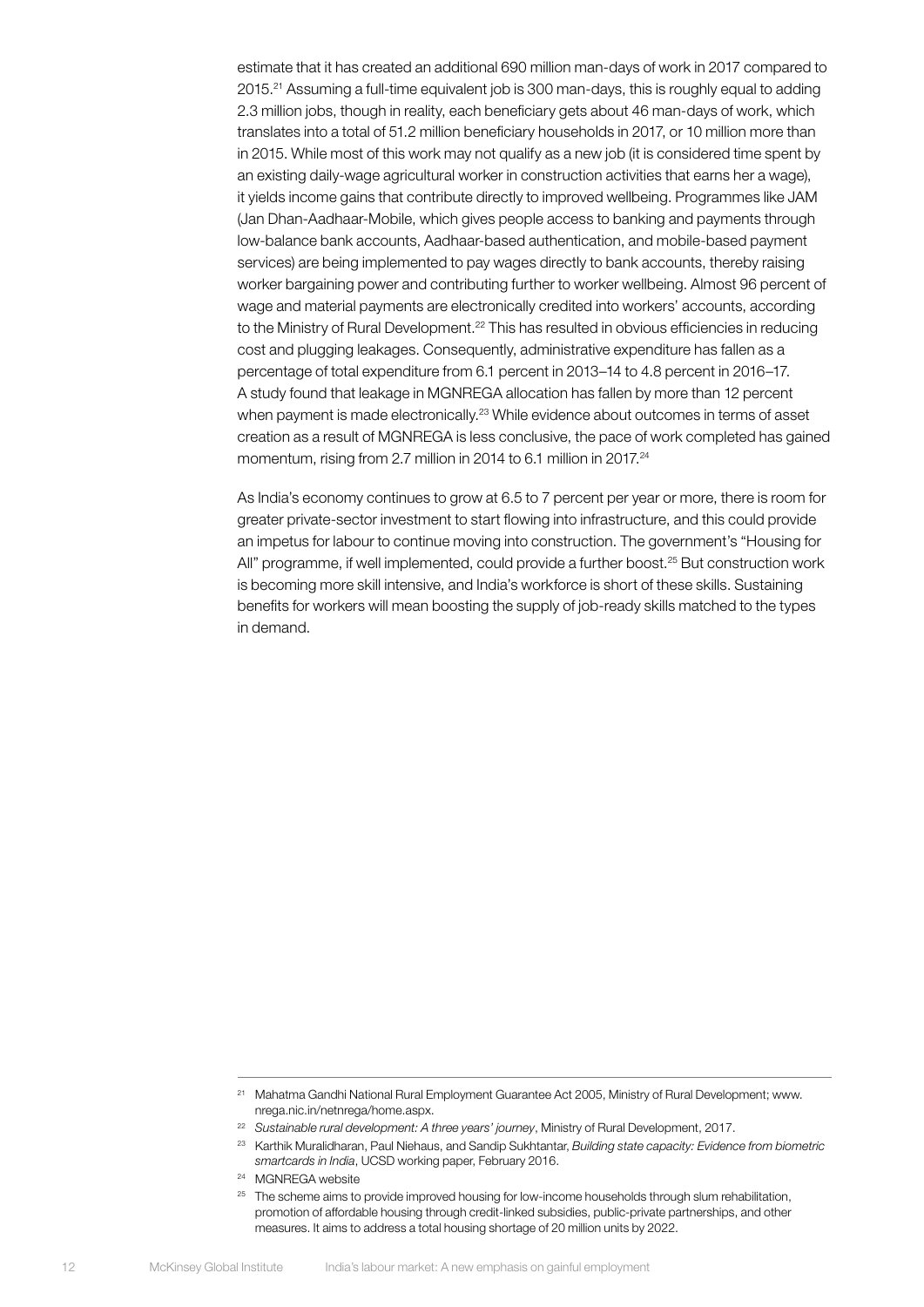estimate that it has created an additional 690 million man-days of work in 2017 compared to 2015.[21] Assuming a full-time equivalent job is 300 man-days, this is roughly equal to adding 2.3 million jobs, though in reality, each beneficiary gets about 46 man-days of work, which translates into a total of 51.2 million beneficiary households in 2017, or 10 million more than in 2015. While most of this work may not qualify as a new job (it is considered time spent by an existing daily-wage agricultural worker in construction activities that earns her a wage), it yields income gains that contribute directly to improved wellbeing. Programmes like JAM (Jan Dhan-Aadhaar-Mobile, which gives people access to banking and payments through low-balance bank accounts, Aadhaar-based authentication, and mobile-based payment services) are being implemented to pay wages directly to bank accounts, thereby raising worker bargaining power and contributing further to worker wellbeing. Almost 96 percent of wage and material payments are electronically credited into workers' accounts, according to the Ministry of Rural Development.[22] This has resulted in obvious efficiencies in reducing cost and plugging leakages. Consequently, administrative expenditure has fallen as a percentage of total expenditure from 6.1 percent in 2013–14 to 4.8 percent in 2016–17. A study found that leakage in MGNREGA allocation has fallen by more than 12 percent when payment is made electronically.[23] While evidence about outcomes in terms of asset creation as a result of MGNREGA is less conclusive, the pace of work completed has gained momentum, rising from 2.7 million in 2014 to 6.1 million in 2017.[24]

As India's economy continues to grow at 6.5 to 7 percent per year or more, there is room for greater private-sector investment to start flowing into infrastructure, and this could provide an impetus for labour to continue moving into construction. The government's "Housing for All" programme, if well implemented, could provide a further boost.[25] But construction work is becoming more skill intensive, and India's workforce is short of these skills. Sustaining benefits for workers will mean boosting the supply of job-ready skills matched to the types in demand.

---

[21] Mahatma Gandhi National Rural Employment Guarantee Act 2005, Ministry of Rural Development; www.nrega.nic.in/netnrega/home.aspx.

[22] *Sustainable rural development: A three years' journey*, Ministry of Rural Development, 2017.

[23] Karthik Muralidharan, Paul Niehaus, and Sandip Sukhtantar, *Building state capacity: Evidence from biometric smartcards in India*, UCSD working paper, February 2016.

[24] MGNREGA website

[25] The scheme aims to provide improved housing for low-income households through slum rehabilitation, promotion of affordable housing through credit-linked subsidies, public-private partnerships, and other measures. It aims to address a total housing shortage of 20 million units by 2022.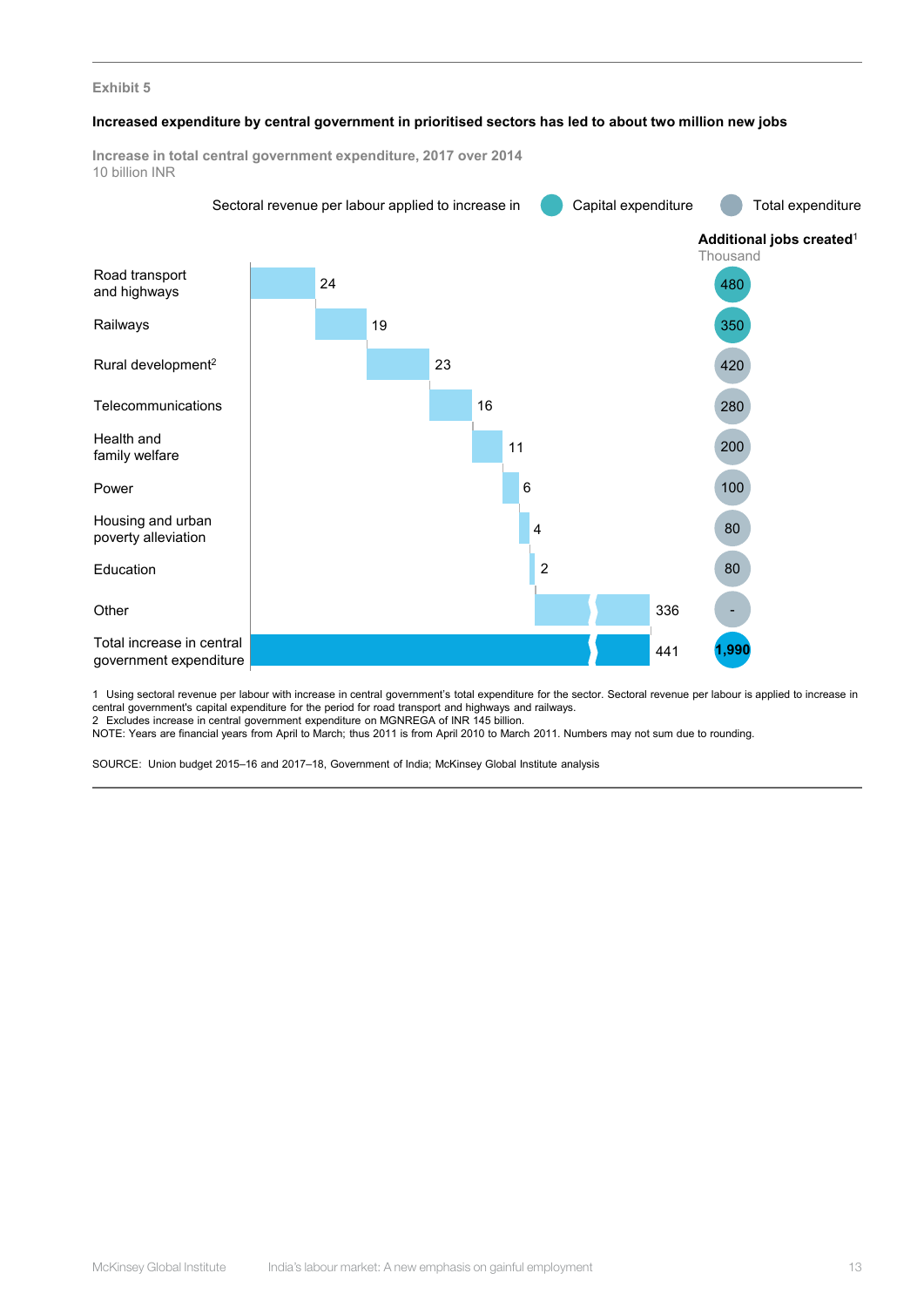Exhibit 5

**Increased expenditure by central government in prioritised sectors has led to about two million new jobs**

**Increase in total central government expenditure, 2017 over 2014**
10 billion INR

Sectoral revenue per labour applied to increase in: Capital expenditure / Total expenditure

| Sector | Increase in expenditure (10 billion INR) | Additional jobs created[1] (Thousand) |
|---|---|---|
| Road transport and highways | 24 | 480 |
| Railways | 19 | 350 |
| Rural development[2] | 23 | 420 |
| Telecommunications | 16 | 280 |
| Health and family welfare | 11 | 200 |
| Power | 6 | 100 |
| Housing and urban poverty alleviation | 4 | 80 |
| Education | 2 | 80 |
| Other | 336 | - |
| Total increase in central government expenditure | 441 | 1,990 |

1 Using sectoral revenue per labour with increase in central government's total expenditure for the sector. Sectoral revenue per labour is applied to increase in central government's capital expenditure for the period for road transport and highways and railways.
2 Excludes increase in central government expenditure on MGNREGA of INR 145 billion.
NOTE: Years are financial years from April to March; thus 2011 is from April 2010 to March 2011. Numbers may not sum due to rounding.

SOURCE: Union budget 2015–16 and 2017–18, Government of India; McKinsey Global Institute analysis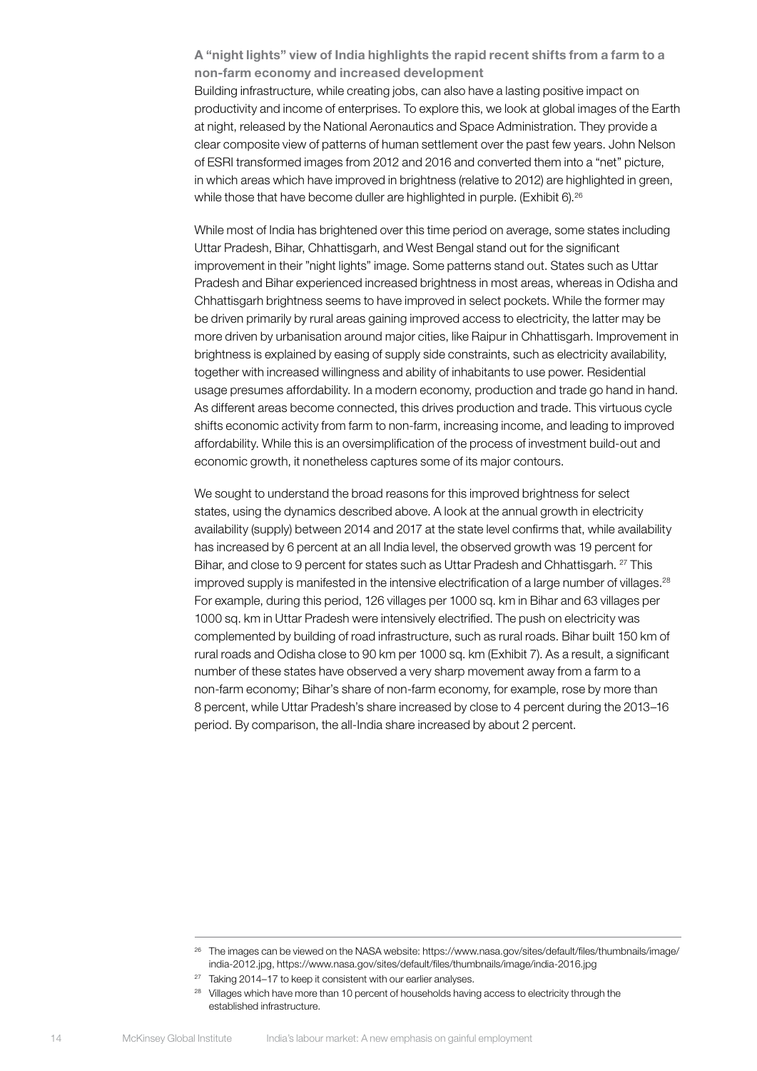### A "night lights" view of India highlights the rapid recent shifts from a farm to a non-farm economy and increased development

Building infrastructure, while creating jobs, can also have a lasting positive impact on productivity and income of enterprises. To explore this, we look at global images of the Earth at night, released by the National Aeronautics and Space Administration. They provide a clear composite view of patterns of human settlement over the past few years. John Nelson of ESRI transformed images from 2012 and 2016 and converted them into a "net" picture, in which areas which have improved in brightness (relative to 2012) are highlighted in green, while those that have become duller are highlighted in purple. (Exhibit 6).[26]

While most of India has brightened over this time period on average, some states including Uttar Pradesh, Bihar, Chhattisgarh, and West Bengal stand out for the significant improvement in their "night lights" image. Some patterns stand out. States such as Uttar Pradesh and Bihar experienced increased brightness in most areas, whereas in Odisha and Chhattisgarh brightness seems to have improved in select pockets. While the former may be driven primarily by rural areas gaining improved access to electricity, the latter may be more driven by urbanisation around major cities, like Raipur in Chhattisgarh. Improvement in brightness is explained by easing of supply side constraints, such as electricity availability, together with increased willingness and ability of inhabitants to use power. Residential usage presumes affordability. In a modern economy, production and trade go hand in hand. As different areas become connected, this drives production and trade. This virtuous cycle shifts economic activity from farm to non-farm, increasing income, and leading to improved affordability. While this is an oversimplification of the process of investment build-out and economic growth, it nonetheless captures some of its major contours.

We sought to understand the broad reasons for this improved brightness for select states, using the dynamics described above. A look at the annual growth in electricity availability (supply) between 2014 and 2017 at the state level confirms that, while availability has increased by 6 percent at an all India level, the observed growth was 19 percent for Bihar, and close to 9 percent for states such as Uttar Pradesh and Chhattisgarh. [27] This improved supply is manifested in the intensive electrification of a large number of villages.[28] For example, during this period, 126 villages per 1000 sq. km in Bihar and 63 villages per 1000 sq. km in Uttar Pradesh were intensively electrified. The push on electricity was complemented by building of road infrastructure, such as rural roads. Bihar built 150 km of rural roads and Odisha close to 90 km per 1000 sq. km (Exhibit 7). As a result, a significant number of these states have observed a very sharp movement away from a farm to a non-farm economy; Bihar's share of non-farm economy, for example, rose by more than 8 percent, while Uttar Pradesh's share increased by close to 4 percent during the 2013–16 period. By comparison, the all-India share increased by about 2 percent.

---

[26] The images can be viewed on the NASA website: https://www.nasa.gov/sites/default/files/thumbnails/image/india-2012.jpg, https://www.nasa.gov/sites/default/files/thumbnails/image/india-2016.jpg

[27] Taking 2014–17 to keep it consistent with our earlier analyses.

[28] Villages which have more than 10 percent of households having access to electricity through the established infrastructure.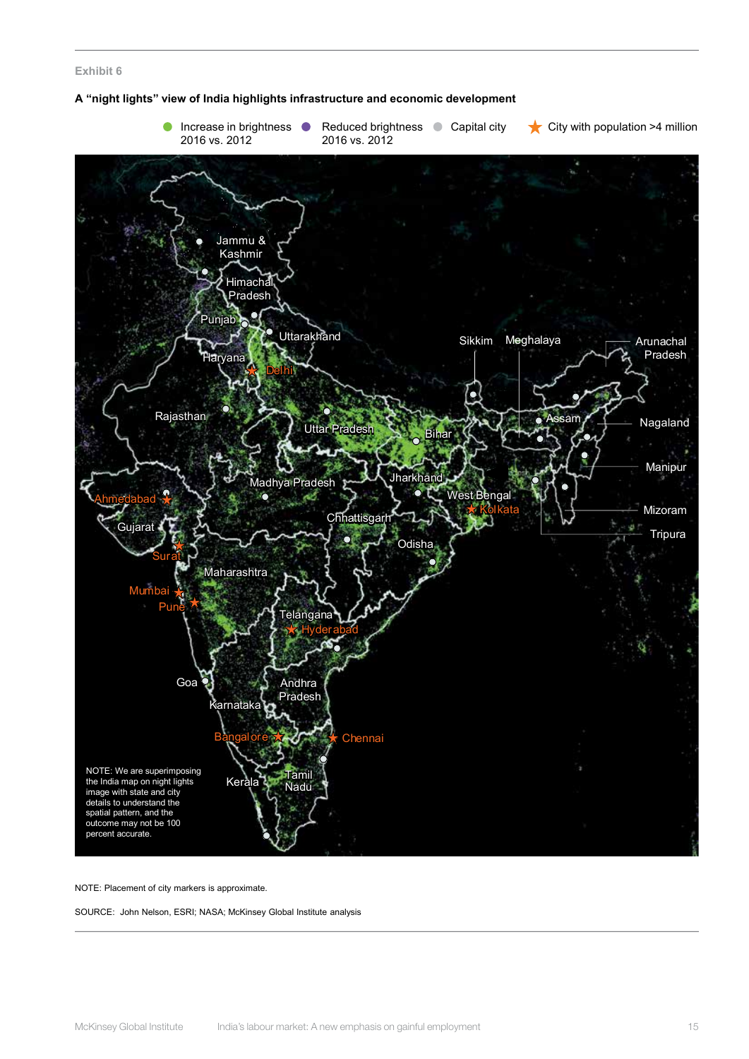Exhibit 6

**A "night lights" view of India highlights infrastructure and economic development**

Increase in brightness 2016 vs. 2012 | Reduced brightness 2016 vs. 2012 | Capital city | City with population >4 million

NOTE: We are superimposing the India map on night lights image with state and city details to understand the spatial pattern, and the outcome may not be 100 percent accurate.

NOTE: Placement of city markers is approximate.

SOURCE: John Nelson, ESRI; NASA; McKinsey Global Institute analysis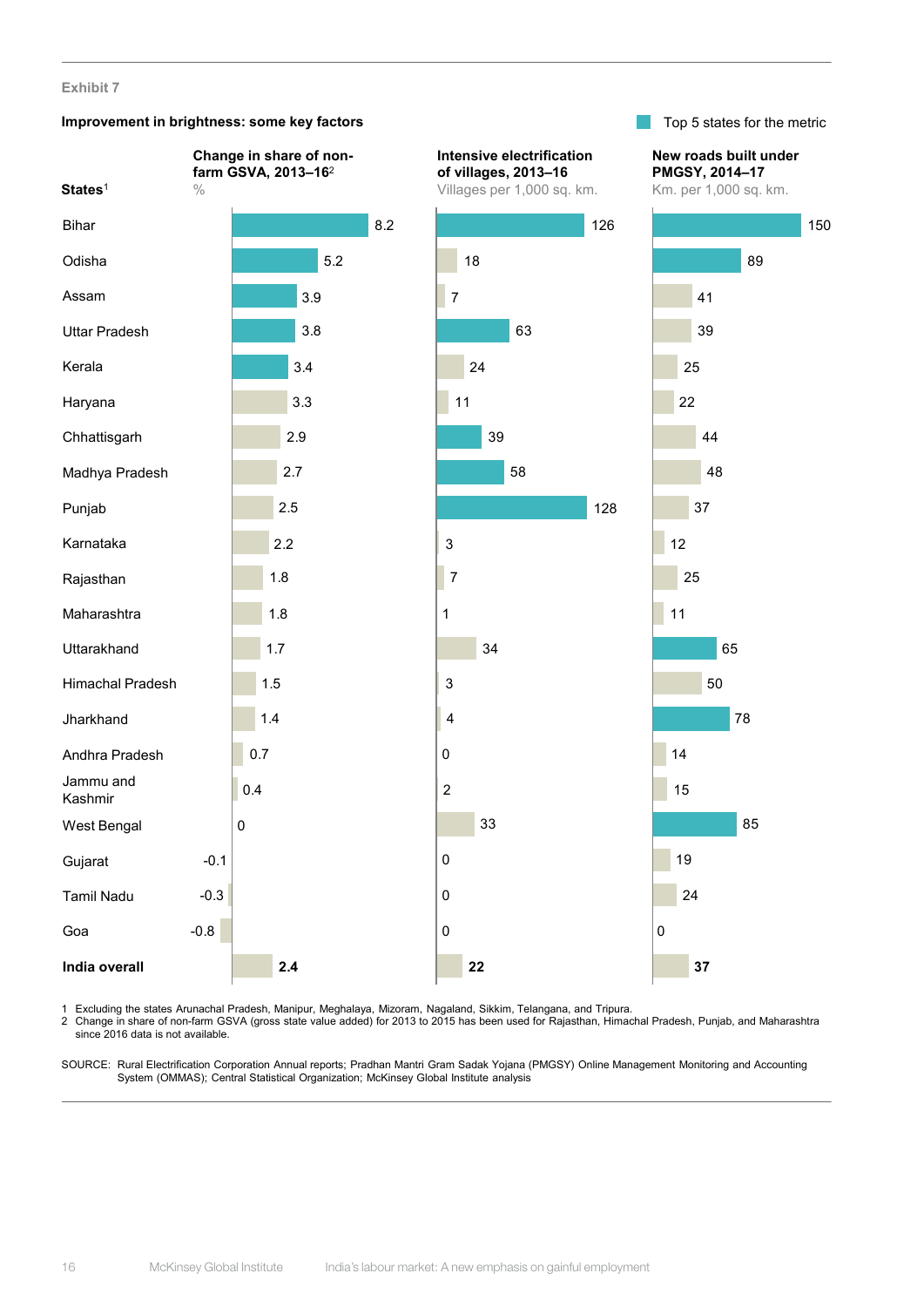Exhibit 7

**Improvement in brightness: some key factors**

Top 5 states for the metric (shown in bold)

| States[1] | Change in share of non-farm GSVA, 2013–16[2] (%) | Intensive electrification of villages, 2013–16 (Villages per 1,000 sq. km.) | New roads built under PMGSY, 2014–17 (Km. per 1,000 sq. km.) |
|---|---|---|---|
| Bihar | **8.2** | **126** | **150** |
| Odisha | **5.2** | 18 | **89** |
| Assam | **3.9** | 7 | 41 |
| Uttar Pradesh | **3.8** | **63** | 39 |
| Kerala | **3.4** | 24 | 25 |
| Haryana | 3.3 | 11 | 22 |
| Chhattisgarh | 2.9 | **39** | 44 |
| Madhya Pradesh | 2.7 | **58** | 48 |
| Punjab | 2.5 | **128** | 37 |
| Karnataka | 2.2 | 3 | 12 |
| Rajasthan | 1.8 | 7 | 25 |
| Maharashtra | 1.8 | 1 | 11 |
| Uttarakhand | 1.7 | 34 | **65** |
| Himachal Pradesh | 1.5 | 3 | 50 |
| Jharkhand | 1.4 | 4 | **78** |
| Andhra Pradesh | 0.7 | 0 | 14 |
| Jammu and Kashmir | 0.4 | 2 | 15 |
| West Bengal | 0 | 33 | **85** |
| Gujarat | -0.1 | 0 | 19 |
| Tamil Nadu | -0.3 | 0 | 24 |
| Goa | -0.8 | 0 | 0 |
| **India overall** | **2.4** | **22** | **37** |

1 Excluding the states Arunachal Pradesh, Manipur, Meghalaya, Mizoram, Nagaland, Sikkim, Telangana, and Tripura.
2 Change in share of non-farm GSVA (gross state value added) for 2013 to 2015 has been used for Rajasthan, Himachal Pradesh, Punjab, and Maharashtra since 2016 data is not available.

SOURCE: Rural Electrification Corporation Annual reports; Pradhan Mantri Gram Sadak Yojana (PMGSY) Online Management Monitoring and Accounting System (OMMAS); Central Statistical Organization; McKinsey Global Institute analysis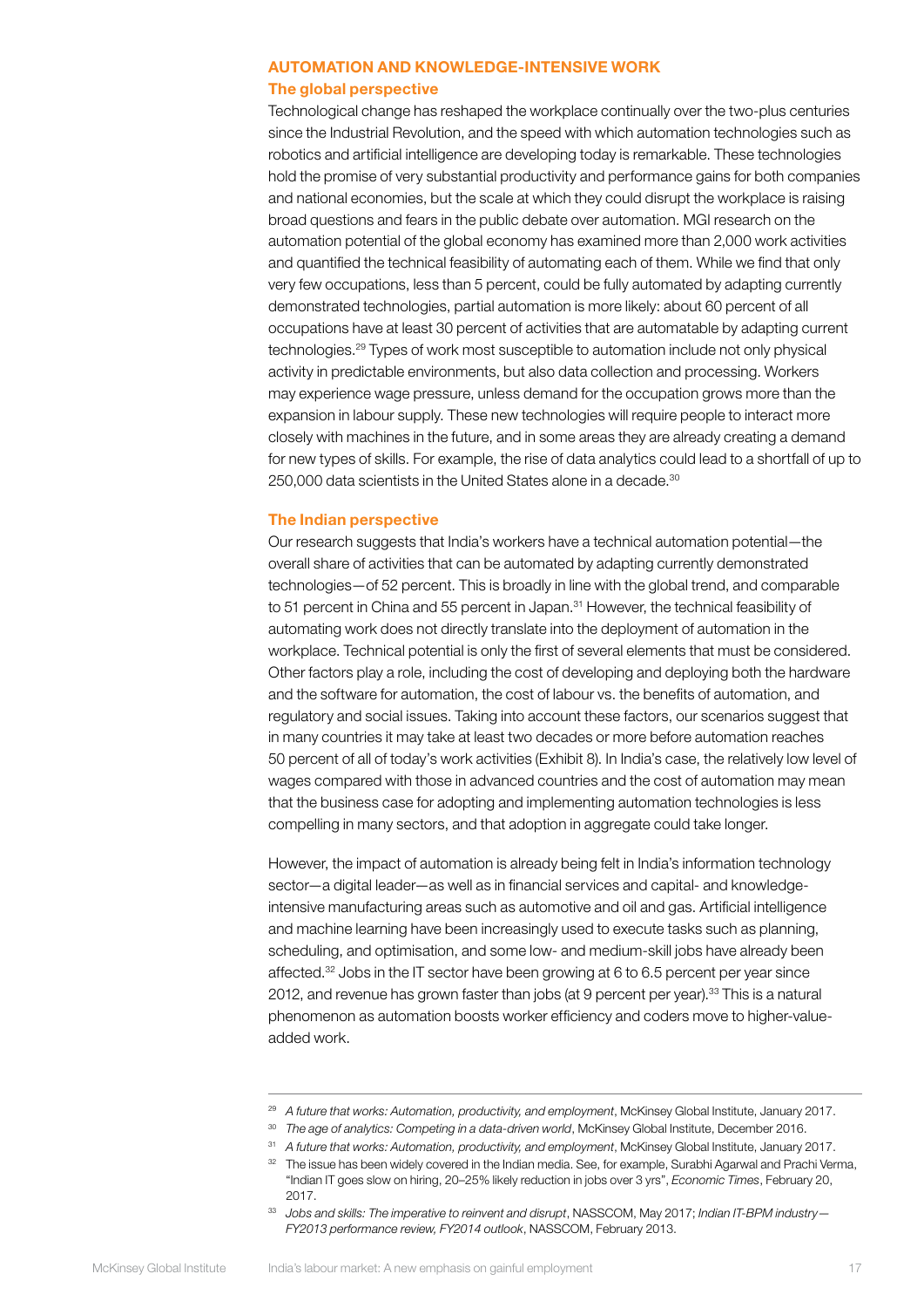## AUTOMATION AND KNOWLEDGE-INTENSIVE WORK

### The global perspective

Technological change has reshaped the workplace continually over the two-plus centuries since the Industrial Revolution, and the speed with which automation technologies such as robotics and artificial intelligence are developing today is remarkable. These technologies hold the promise of very substantial productivity and performance gains for both companies and national economies, but the scale at which they could disrupt the workplace is raising broad questions and fears in the public debate over automation. MGI research on the automation potential of the global economy has examined more than 2,000 work activities and quantified the technical feasibility of automating each of them. While we find that only very few occupations, less than 5 percent, could be fully automated by adapting currently demonstrated technologies, partial automation is more likely: about 60 percent of all occupations have at least 30 percent of activities that are automatable by adapting current technologies.[29] Types of work most susceptible to automation include not only physical activity in predictable environments, but also data collection and processing. Workers may experience wage pressure, unless demand for the occupation grows more than the expansion in labour supply. These new technologies will require people to interact more closely with machines in the future, and in some areas they are already creating a demand for new types of skills. For example, the rise of data analytics could lead to a shortfall of up to 250,000 data scientists in the United States alone in a decade.[30]

### The Indian perspective

Our research suggests that India's workers have a technical automation potential—the overall share of activities that can be automated by adapting currently demonstrated technologies—of 52 percent. This is broadly in line with the global trend, and comparable to 51 percent in China and 55 percent in Japan.[31] However, the technical feasibility of automating work does not directly translate into the deployment of automation in the workplace. Technical potential is only the first of several elements that must be considered. Other factors play a role, including the cost of developing and deploying both the hardware and the software for automation, the cost of labour vs. the benefits of automation, and regulatory and social issues. Taking into account these factors, our scenarios suggest that in many countries it may take at least two decades or more before automation reaches 50 percent of all of today's work activities (Exhibit 8). In India's case, the relatively low level of wages compared with those in advanced countries and the cost of automation may mean that the business case for adopting and implementing automation technologies is less compelling in many sectors, and that adoption in aggregate could take longer.

However, the impact of automation is already being felt in India's information technology sector—a digital leader—as well as in financial services and capital- and knowledge-intensive manufacturing areas such as automotive and oil and gas. Artificial intelligence and machine learning have been increasingly used to execute tasks such as planning, scheduling, and optimisation, and some low- and medium-skill jobs have already been affected.[32] Jobs in the IT sector have been growing at 6 to 6.5 percent per year since 2012, and revenue has grown faster than jobs (at 9 percent per year).[33] This is a natural phenomenon as automation boosts worker efficiency and coders move to higher-value-added work.

---

[29] *A future that works: Automation, productivity, and employment*, McKinsey Global Institute, January 2017.

[30] *The age of analytics: Competing in a data-driven world*, McKinsey Global Institute, December 2016.

[31] *A future that works: Automation, productivity, and employment*, McKinsey Global Institute, January 2017.

[32] The issue has been widely covered in the Indian media. See, for example, Surabhi Agarwal and Prachi Verma, "Indian IT goes slow on hiring, 20–25% likely reduction in jobs over 3 yrs", *Economic Times*, February 20, 2017.

[33] *Jobs and skills: The imperative to reinvent and disrupt*, NASSCOM, May 2017; *Indian IT-BPM industry—FY2013 performance review, FY2014 outlook*, NASSCOM, February 2013.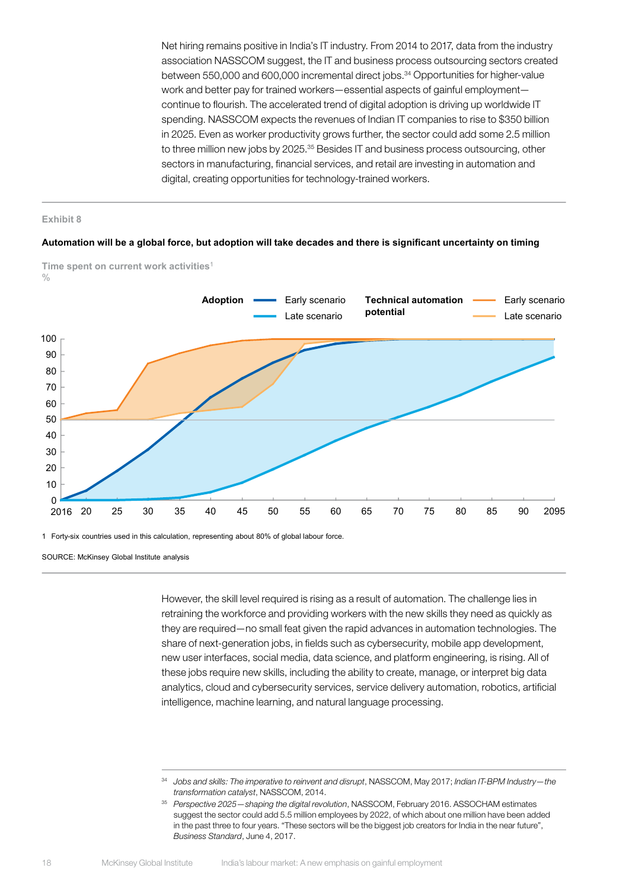Net hiring remains positive in India's IT industry. From 2014 to 2017, data from the industry association NASSCOM suggest, the IT and business process outsourcing sectors created between 550,000 and 600,000 incremental direct jobs.[34] Opportunities for higher-value work and better pay for trained workers—essential aspects of gainful employment—continue to flourish. The accelerated trend of digital adoption is driving up worldwide IT spending. NASSCOM expects the revenues of Indian IT companies to rise to $350 billion in 2025. Even as worker productivity grows further, the sector could add some 2.5 million to three million new jobs by 2025.[35] Besides IT and business process outsourcing, other sectors in manufacturing, financial services, and retail are investing in automation and digital, creating opportunities for technology-trained workers.

Exhibit 8

**Automation will be a global force, but adoption will take decades and there is significant uncertainty on timing**

Time spent on current work activities[1]
%

**Adoption**: Early scenario; Late scenario
**Technical automation potential**: Early scenario; Late scenario

1 Forty-six countries used in this calculation, representing about 80% of global labour force.

SOURCE: McKinsey Global Institute analysis

However, the skill level required is rising as a result of automation. The challenge lies in retraining the workforce and providing workers with the new skills they need as quickly as they are required—no small feat given the rapid advances in automation technologies. The share of next-generation jobs, in fields such as cybersecurity, mobile app development, new user interfaces, social media, data science, and platform engineering, is rising. All of these jobs require new skills, including the ability to create, manage, or interpret big data analytics, cloud and cybersecurity services, service delivery automation, robotics, artificial intelligence, machine learning, and natural language processing.

[34] *Jobs and skills: The imperative to reinvent and disrupt*, NASSCOM, May 2017; *Indian IT-BPM Industry—the transformation catalyst*, NASSCOM, 2014.

[35] *Perspective 2025—shaping the digital revolution*, NASSCOM, February 2016. ASSOCHAM estimates suggest the sector could add 5.5 million employees by 2022, of which about one million have been added in the past three to four years. "These sectors will be the biggest job creators for India in the near future", *Business Standard*, June 4, 2017.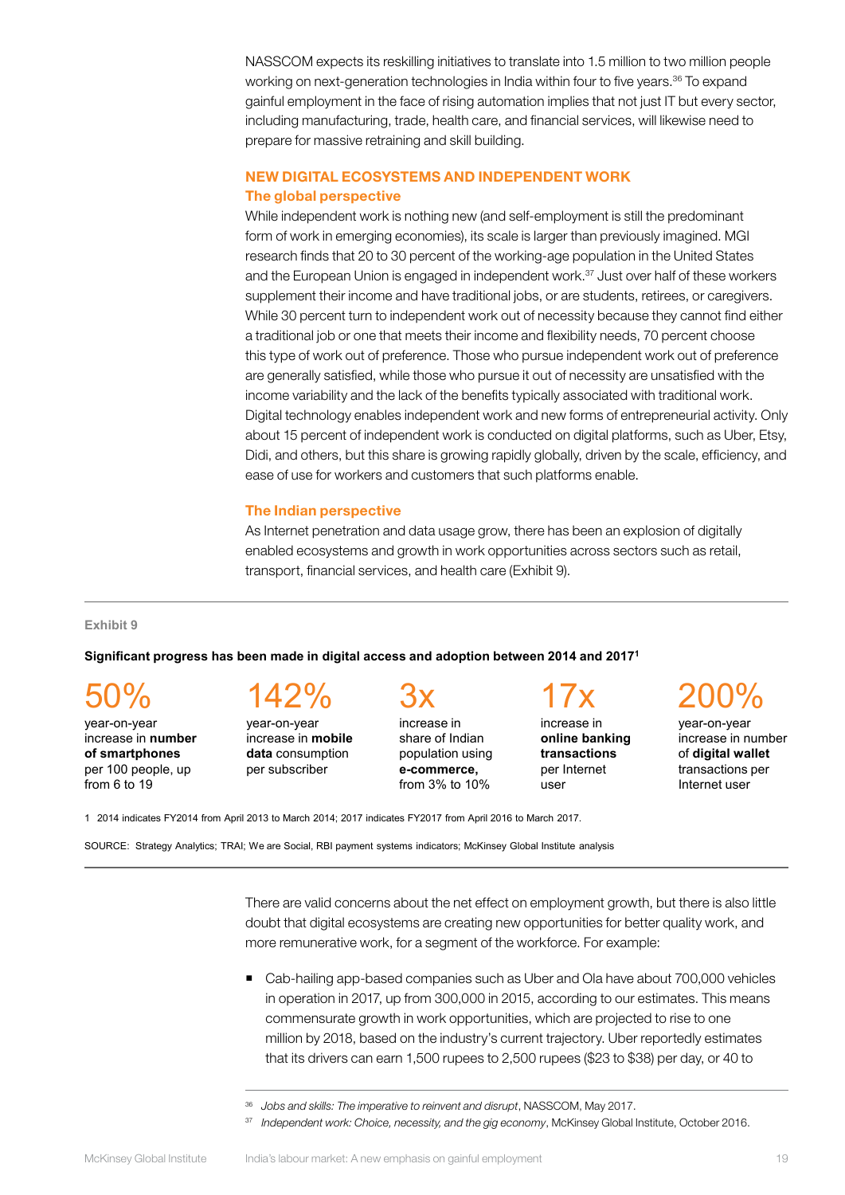NASSCOM expects its reskilling initiatives to translate into 1.5 million to two million people working on next-generation technologies in India within four to five years.[36] To expand gainful employment in the face of rising automation implies that not just IT but every sector, including manufacturing, trade, health care, and financial services, will likewise need to prepare for massive retraining and skill building.

## NEW DIGITAL ECOSYSTEMS AND INDEPENDENT WORK

### The global perspective

While independent work is nothing new (and self-employment is still the predominant form of work in emerging economies), its scale is larger than previously imagined. MGI research finds that 20 to 30 percent of the working-age population in the United States and the European Union is engaged in independent work.[37] Just over half of these workers supplement their income and have traditional jobs, or are students, retirees, or caregivers. While 30 percent turn to independent work out of necessity because they cannot find either a traditional job or one that meets their income and flexibility needs, 70 percent choose this type of work out of preference. Those who pursue independent work out of preference are generally satisfied, while those who pursue it out of necessity are unsatisfied with the income variability and the lack of the benefits typically associated with traditional work. Digital technology enables independent work and new forms of entrepreneurial activity. Only about 15 percent of independent work is conducted on digital platforms, such as Uber, Etsy, Didi, and others, but this share is growing rapidly globally, driven by the scale, efficiency, and ease of use for workers and customers that such platforms enable.

### The Indian perspective

As Internet penetration and data usage grow, there has been an explosion of digitally enabled ecosystems and growth in work opportunities across sectors such as retail, transport, financial services, and health care (Exhibit 9).

---

Exhibit 9

**Significant progress has been made in digital access and adoption between 2014 and 2017[1]**

**50%** year-on-year increase in **number of smartphones** per 100 people, up from 6 to 19

**142%** year-on-year increase in **mobile data** consumption per subscriber

**3x** increase in share of Indian population using **e-commerce,** from 3% to 10%

**17x** increase in **online banking transactions** per Internet user

**200%** year-on-year increase in number of **digital wallet** transactions per Internet user

1 2014 indicates FY2014 from April 2013 to March 2014; 2017 indicates FY2017 from April 2016 to March 2017.

SOURCE: Strategy Analytics; TRAI; We are Social, RBI payment systems indicators; McKinsey Global Institute analysis

---

There are valid concerns about the net effect on employment growth, but there is also little doubt that digital ecosystems are creating new opportunities for better quality work, and more remunerative work, for a segment of the workforce. For example:

- Cab-hailing app-based companies such as Uber and Ola have about 700,000 vehicles in operation in 2017, up from 300,000 in 2015, according to our estimates. This means commensurate growth in work opportunities, which are projected to rise to one million by 2018, based on the industry's current trajectory. Uber reportedly estimates that its drivers can earn 1,500 rupees to 2,500 rupees ($23 to $38) per day, or 40 to

---

[36] *Jobs and skills: The imperative to reinvent and disrupt*, NASSCOM, May 2017.

[37] *Independent work: Choice, necessity, and the gig economy*, McKinsey Global Institute, October 2016.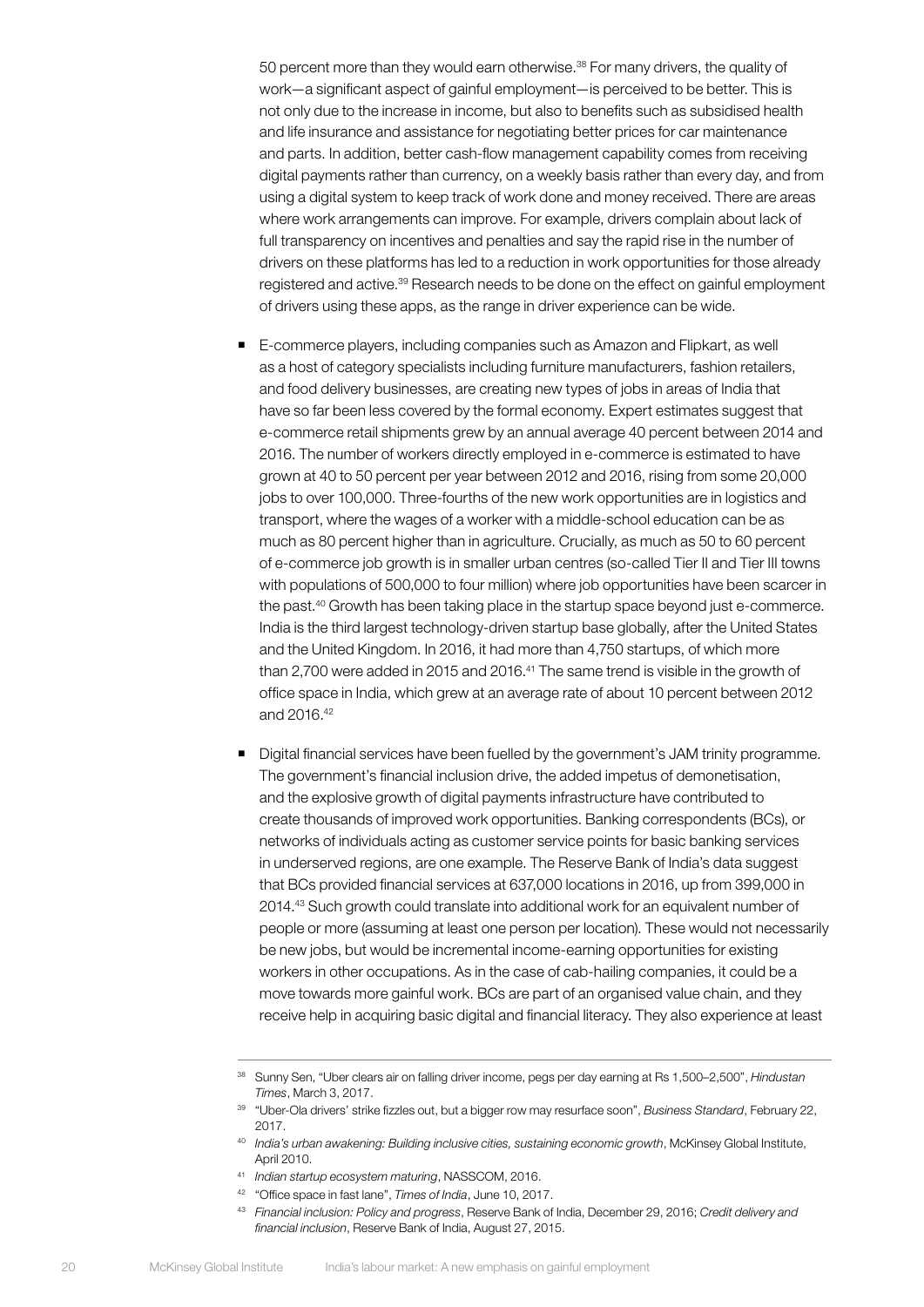50 percent more than they would earn otherwise.[38] For many drivers, the quality of work—a significant aspect of gainful employment—is perceived to be better. This is not only due to the increase in income, but also to benefits such as subsidised health and life insurance and assistance for negotiating better prices for car maintenance and parts. In addition, better cash-flow management capability comes from receiving digital payments rather than currency, on a weekly basis rather than every day, and from using a digital system to keep track of work done and money received. There are areas where work arrangements can improve. For example, drivers complain about lack of full transparency on incentives and penalties and say the rapid rise in the number of drivers on these platforms has led to a reduction in work opportunities for those already registered and active.[39] Research needs to be done on the effect on gainful employment of drivers using these apps, as the range in driver experience can be wide.

- E-commerce players, including companies such as Amazon and Flipkart, as well as a host of category specialists including furniture manufacturers, fashion retailers, and food delivery businesses, are creating new types of jobs in areas of India that have so far been less covered by the formal economy. Expert estimates suggest that e-commerce retail shipments grew by an annual average 40 percent between 2014 and 2016. The number of workers directly employed in e-commerce is estimated to have grown at 40 to 50 percent per year between 2012 and 2016, rising from some 20,000 jobs to over 100,000. Three-fourths of the new work opportunities are in logistics and transport, where the wages of a worker with a middle-school education can be as much as 80 percent higher than in agriculture. Crucially, as much as 50 to 60 percent of e-commerce job growth is in smaller urban centres (so-called Tier II and Tier III towns with populations of 500,000 to four million) where job opportunities have been scarcer in the past.[40] Growth has been taking place in the startup space beyond just e-commerce. India is the third largest technology-driven startup base globally, after the United States and the United Kingdom. In 2016, it had more than 4,750 startups, of which more than 2,700 were added in 2015 and 2016.[41] The same trend is visible in the growth of office space in India, which grew at an average rate of about 10 percent between 2012 and 2016.[42]

- Digital financial services have been fuelled by the government's JAM trinity programme. The government's financial inclusion drive, the added impetus of demonetisation, and the explosive growth of digital payments infrastructure have contributed to create thousands of improved work opportunities. Banking correspondents (BCs), or networks of individuals acting as customer service points for basic banking services in underserved regions, are one example. The Reserve Bank of India's data suggest that BCs provided financial services at 637,000 locations in 2016, up from 399,000 in 2014.[43] Such growth could translate into additional work for an equivalent number of people or more (assuming at least one person per location). These would not necessarily be new jobs, but would be incremental income-earning opportunities for existing workers in other occupations. As in the case of cab-hailing companies, it could be a move towards more gainful work. BCs are part of an organised value chain, and they receive help in acquiring basic digital and financial literacy. They also experience at least

---

[38] Sunny Sen, "Uber clears air on falling driver income, pegs per day earning at Rs 1,500–2,500", *Hindustan Times*, March 3, 2017.

[39] "Uber-Ola drivers' strike fizzles out, but a bigger row may resurface soon", *Business Standard*, February 22, 2017.

[40] *India's urban awakening: Building inclusive cities, sustaining economic growth*, McKinsey Global Institute, April 2010.

[41] *Indian startup ecosystem maturing*, NASSCOM, 2016.

[42] "Office space in fast lane", *Times of India*, June 10, 2017.

[43] *Financial inclusion: Policy and progress*, Reserve Bank of India, December 29, 2016; *Credit delivery and financial inclusion*, Reserve Bank of India, August 27, 2015.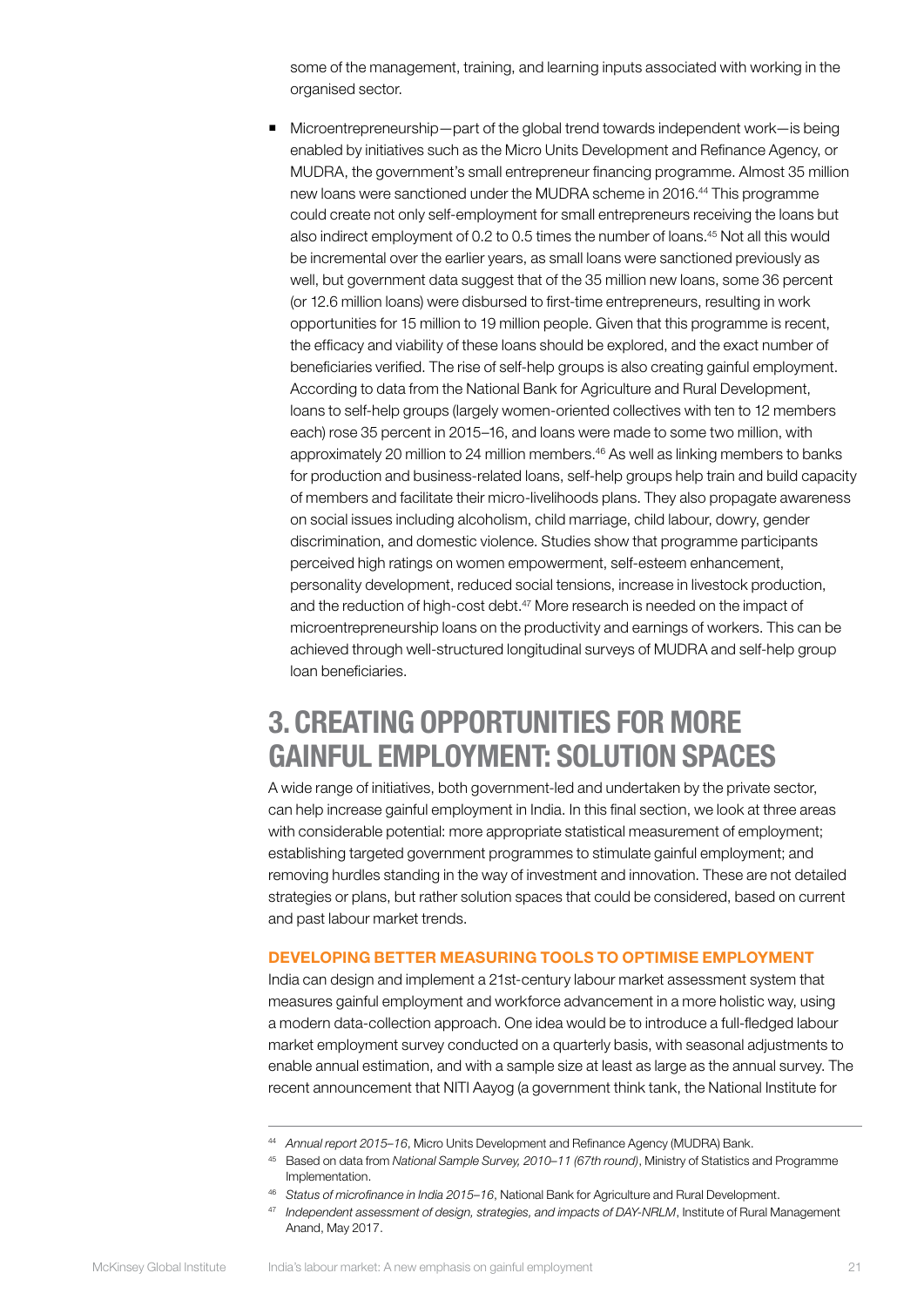some of the management, training, and learning inputs associated with working in the organised sector.

- Microentrepreneurship—part of the global trend towards independent work—is being enabled by initiatives such as the Micro Units Development and Refinance Agency, or MUDRA, the government's small entrepreneur financing programme. Almost 35 million new loans were sanctioned under the MUDRA scheme in 2016.[44] This programme could create not only self-employment for small entrepreneurs receiving the loans but also indirect employment of 0.2 to 0.5 times the number of loans.[45] Not all this would be incremental over the earlier years, as small loans were sanctioned previously as well, but government data suggest that of the 35 million new loans, some 36 percent (or 12.6 million loans) were disbursed to first-time entrepreneurs, resulting in work opportunities for 15 million to 19 million people. Given that this programme is recent, the efficacy and viability of these loans should be explored, and the exact number of beneficiaries verified. The rise of self-help groups is also creating gainful employment. According to data from the National Bank for Agriculture and Rural Development, loans to self-help groups (largely women-oriented collectives with ten to 12 members each) rose 35 percent in 2015–16, and loans were made to some two million, with approximately 20 million to 24 million members.[46] As well as linking members to banks for production and business-related loans, self-help groups help train and build capacity of members and facilitate their micro-livelihoods plans. They also propagate awareness on social issues including alcoholism, child marriage, child labour, dowry, gender discrimination, and domestic violence. Studies show that programme participants perceived high ratings on women empowerment, self-esteem enhancement, personality development, reduced social tensions, increase in livestock production, and the reduction of high-cost debt.[47] More research is needed on the impact of microentrepreneurship loans on the productivity and earnings of workers. This can be achieved through well-structured longitudinal surveys of MUDRA and self-help group loan beneficiaries.

# 3. CREATING OPPORTUNITIES FOR MORE GAINFUL EMPLOYMENT: SOLUTION SPACES

A wide range of initiatives, both government-led and undertaken by the private sector, can help increase gainful employment in India. In this final section, we look at three areas with considerable potential: more appropriate statistical measurement of employment; establishing targeted government programmes to stimulate gainful employment; and removing hurdles standing in the way of investment and innovation. These are not detailed strategies or plans, but rather solution spaces that could be considered, based on current and past labour market trends.

### DEVELOPING BETTER MEASURING TOOLS TO OPTIMISE EMPLOYMENT

India can design and implement a 21st-century labour market assessment system that measures gainful employment and workforce advancement in a more holistic way, using a modern data-collection approach. One idea would be to introduce a full-fledged labour market employment survey conducted on a quarterly basis, with seasonal adjustments to enable annual estimation, and with a sample size at least as large as the annual survey. The recent announcement that NITI Aayog (a government think tank, the National Institute for

---

[44] *Annual report 2015–16*, Micro Units Development and Refinance Agency (MUDRA) Bank.

[45] Based on data from *National Sample Survey, 2010–11 (67th round)*, Ministry of Statistics and Programme Implementation.

[46] *Status of microfinance in India 2015–16*, National Bank for Agriculture and Rural Development.

[47] *Independent assessment of design, strategies, and impacts of DAY-NRLM*, Institute of Rural Management Anand, May 2017.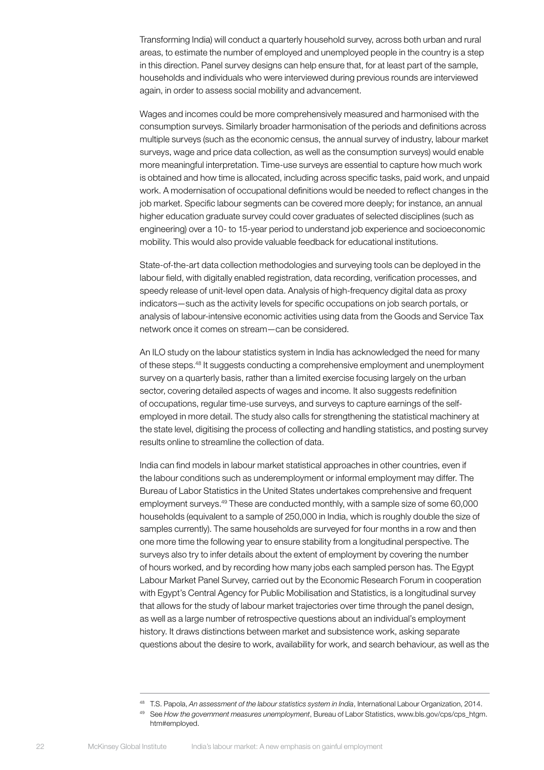Transforming India) will conduct a quarterly household survey, across both urban and rural areas, to estimate the number of employed and unemployed people in the country is a step in this direction. Panel survey designs can help ensure that, for at least part of the sample, households and individuals who were interviewed during previous rounds are interviewed again, in order to assess social mobility and advancement.

Wages and incomes could be more comprehensively measured and harmonised with the consumption surveys. Similarly broader harmonisation of the periods and definitions across multiple surveys (such as the economic census, the annual survey of industry, labour market surveys, wage and price data collection, as well as the consumption surveys) would enable more meaningful interpretation. Time-use surveys are essential to capture how much work is obtained and how time is allocated, including across specific tasks, paid work, and unpaid work. A modernisation of occupational definitions would be needed to reflect changes in the job market. Specific labour segments can be covered more deeply; for instance, an annual higher education graduate survey could cover graduates of selected disciplines (such as engineering) over a 10- to 15-year period to understand job experience and socioeconomic mobility. This would also provide valuable feedback for educational institutions.

State-of-the-art data collection methodologies and surveying tools can be deployed in the labour field, with digitally enabled registration, data recording, verification processes, and speedy release of unit-level open data. Analysis of high-frequency digital data as proxy indicators—such as the activity levels for specific occupations on job search portals, or analysis of labour-intensive economic activities using data from the Goods and Service Tax network once it comes on stream—can be considered.

An ILO study on the labour statistics system in India has acknowledged the need for many of these steps.[48] It suggests conducting a comprehensive employment and unemployment survey on a quarterly basis, rather than a limited exercise focusing largely on the urban sector, covering detailed aspects of wages and income. It also suggests redefinition of occupations, regular time-use surveys, and surveys to capture earnings of the self-employed in more detail. The study also calls for strengthening the statistical machinery at the state level, digitising the process of collecting and handling statistics, and posting survey results online to streamline the collection of data.

India can find models in labour market statistical approaches in other countries, even if the labour conditions such as underemployment or informal employment may differ. The Bureau of Labor Statistics in the United States undertakes comprehensive and frequent employment surveys.[49] These are conducted monthly, with a sample size of some 60,000 households (equivalent to a sample of 250,000 in India, which is roughly double the size of samples currently). The same households are surveyed for four months in a row and then one more time the following year to ensure stability from a longitudinal perspective. The surveys also try to infer details about the extent of employment by covering the number of hours worked, and by recording how many jobs each sampled person has. The Egypt Labour Market Panel Survey, carried out by the Economic Research Forum in cooperation with Egypt's Central Agency for Public Mobilisation and Statistics, is a longitudinal survey that allows for the study of labour market trajectories over time through the panel design, as well as a large number of retrospective questions about an individual's employment history. It draws distinctions between market and subsistence work, asking separate questions about the desire to work, availability for work, and search behaviour, as well as the

---

[48] T.S. Papola, *An assessment of the labour statistics system in India*, International Labour Organization, 2014.

[49] See *How the government measures unemployment*, Bureau of Labor Statistics, www.bls.gov/cps/cps_htgm.htm#employed.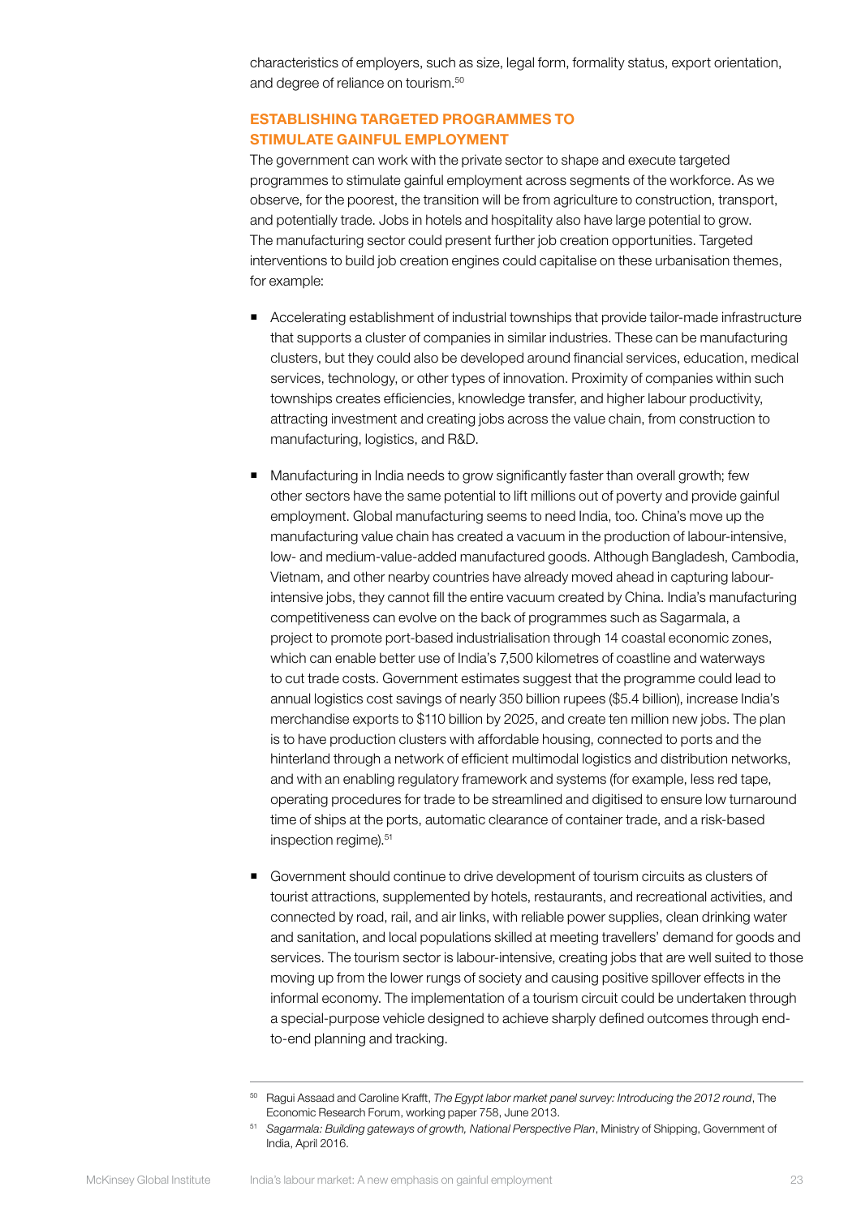characteristics of employers, such as size, legal form, formality status, export orientation, and degree of reliance on tourism.[50]

### ESTABLISHING TARGETED PROGRAMMES TO STIMULATE GAINFUL EMPLOYMENT

The government can work with the private sector to shape and execute targeted programmes to stimulate gainful employment across segments of the workforce. As we observe, for the poorest, the transition will be from agriculture to construction, transport, and potentially trade. Jobs in hotels and hospitality also have large potential to grow. The manufacturing sector could present further job creation opportunities. Targeted interventions to build job creation engines could capitalise on these urbanisation themes, for example:

- Accelerating establishment of industrial townships that provide tailor-made infrastructure that supports a cluster of companies in similar industries. These can be manufacturing clusters, but they could also be developed around financial services, education, medical services, technology, or other types of innovation. Proximity of companies within such townships creates efficiencies, knowledge transfer, and higher labour productivity, attracting investment and creating jobs across the value chain, from construction to manufacturing, logistics, and R&D.

- Manufacturing in India needs to grow significantly faster than overall growth; few other sectors have the same potential to lift millions out of poverty and provide gainful employment. Global manufacturing seems to need India, too. China's move up the manufacturing value chain has created a vacuum in the production of labour-intensive, low- and medium-value-added manufactured goods. Although Bangladesh, Cambodia, Vietnam, and other nearby countries have already moved ahead in capturing labour-intensive jobs, they cannot fill the entire vacuum created by China. India's manufacturing competitiveness can evolve on the back of programmes such as Sagarmala, a project to promote port-based industrialisation through 14 coastal economic zones, which can enable better use of India's 7,500 kilometres of coastline and waterways to cut trade costs. Government estimates suggest that the programme could lead to annual logistics cost savings of nearly 350 billion rupees ($5.4 billion), increase India's merchandise exports to $110 billion by 2025, and create ten million new jobs. The plan is to have production clusters with affordable housing, connected to ports and the hinterland through a network of efficient multimodal logistics and distribution networks, and with an enabling regulatory framework and systems (for example, less red tape, operating procedures for trade to be streamlined and digitised to ensure low turnaround time of ships at the ports, automatic clearance of container trade, and a risk-based inspection regime).[51]

- Government should continue to drive development of tourism circuits as clusters of tourist attractions, supplemented by hotels, restaurants, and recreational activities, and connected by road, rail, and air links, with reliable power supplies, clean drinking water and sanitation, and local populations skilled at meeting travellers' demand for goods and services. The tourism sector is labour-intensive, creating jobs that are well suited to those moving up from the lower rungs of society and causing positive spillover effects in the informal economy. The implementation of a tourism circuit could be undertaken through a special-purpose vehicle designed to achieve sharply defined outcomes through end-to-end planning and tracking.

---

[50] Ragui Assaad and Caroline Krafft, *The Egypt labor market panel survey: Introducing the 2012 round*, The Economic Research Forum, working paper 758, June 2013.

[51] *Sagarmala: Building gateways of growth, National Perspective Plan*, Ministry of Shipping, Government of India, April 2016.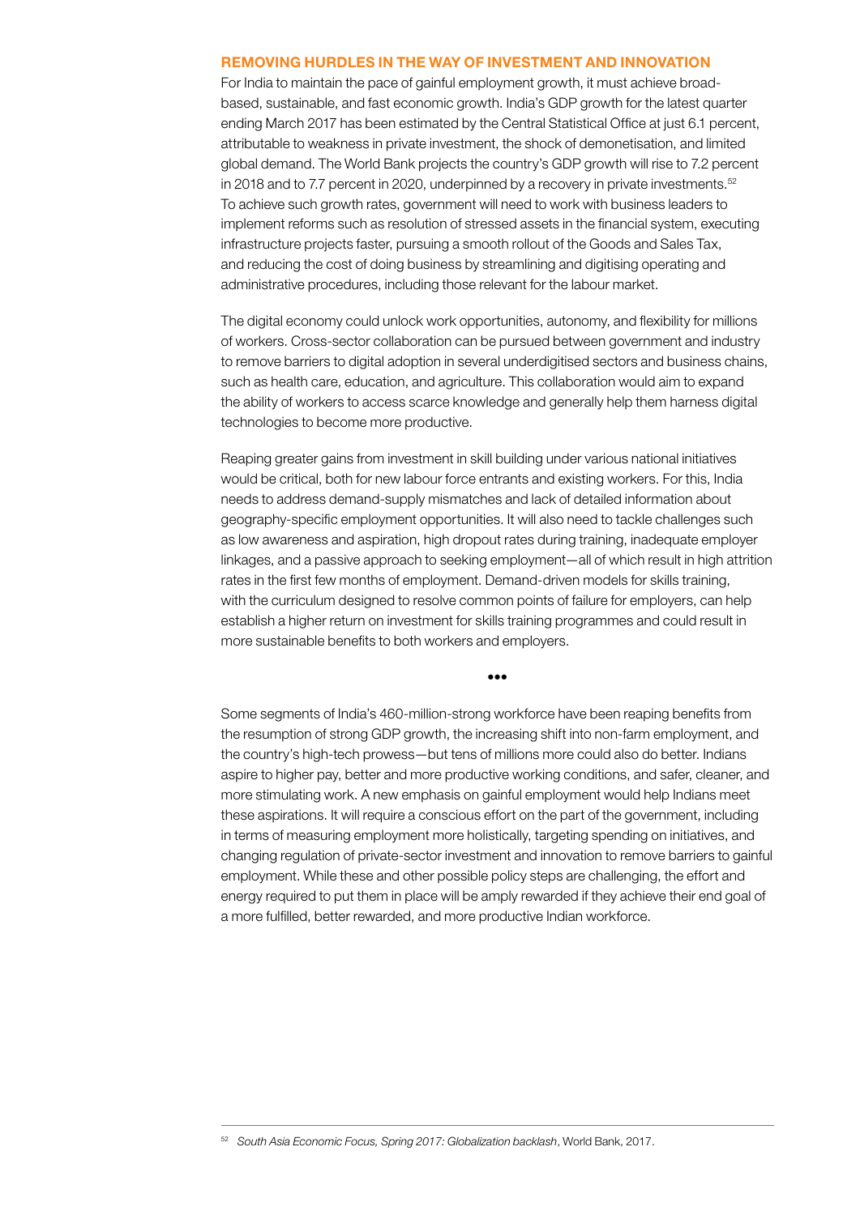## REMOVING HURDLES IN THE WAY OF INVESTMENT AND INNOVATION

For India to maintain the pace of gainful employment growth, it must achieve broad-based, sustainable, and fast economic growth. India's GDP growth for the latest quarter ending March 2017 has been estimated by the Central Statistical Office at just 6.1 percent, attributable to weakness in private investment, the shock of demonetisation, and limited global demand. The World Bank projects the country's GDP growth will rise to 7.2 percent in 2018 and to 7.7 percent in 2020, underpinned by a recovery in private investments.[52] To achieve such growth rates, government will need to work with business leaders to implement reforms such as resolution of stressed assets in the financial system, executing infrastructure projects faster, pursuing a smooth rollout of the Goods and Sales Tax, and reducing the cost of doing business by streamlining and digitising operating and administrative procedures, including those relevant for the labour market.

The digital economy could unlock work opportunities, autonomy, and flexibility for millions of workers. Cross-sector collaboration can be pursued between government and industry to remove barriers to digital adoption in several underdigitised sectors and business chains, such as health care, education, and agriculture. This collaboration would aim to expand the ability of workers to access scarce knowledge and generally help them harness digital technologies to become more productive.

Reaping greater gains from investment in skill building under various national initiatives would be critical, both for new labour force entrants and existing workers. For this, India needs to address demand-supply mismatches and lack of detailed information about geography-specific employment opportunities. It will also need to tackle challenges such as low awareness and aspiration, high dropout rates during training, inadequate employer linkages, and a passive approach to seeking employment—all of which result in high attrition rates in the first few months of employment. Demand-driven models for skills training, with the curriculum designed to resolve common points of failure for employers, can help establish a higher return on investment for skills training programmes and could result in more sustainable benefits to both workers and employers.

•••

Some segments of India's 460-million-strong workforce have been reaping benefits from the resumption of strong GDP growth, the increasing shift into non-farm employment, and the country's high-tech prowess—but tens of millions more could also do better. Indians aspire to higher pay, better and more productive working conditions, and safer, cleaner, and more stimulating work. A new emphasis on gainful employment would help Indians meet these aspirations. It will require a conscious effort on the part of the government, including in terms of measuring employment more holistically, targeting spending on initiatives, and changing regulation of private-sector investment and innovation to remove barriers to gainful employment. While these and other possible policy steps are challenging, the effort and energy required to put them in place will be amply rewarded if they achieve their end goal of a more fulfilled, better rewarded, and more productive Indian workforce.

---

[52] *South Asia Economic Focus, Spring 2017: Globalization backlash*, World Bank, 2017.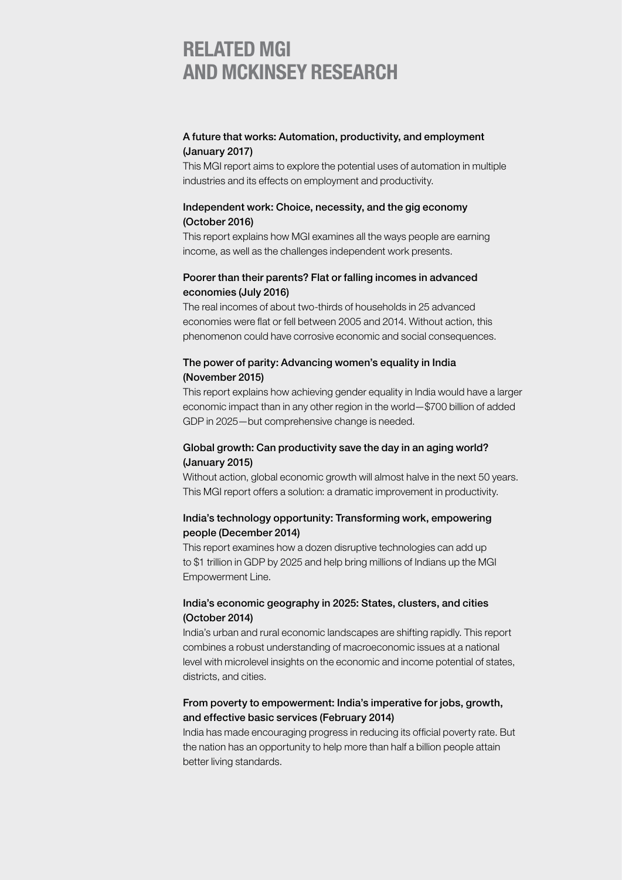# RELATED MGI AND MCKINSEY RESEARCH

**A future that works: Automation, productivity, and employment (January 2017)**

This MGI report aims to explore the potential uses of automation in multiple industries and its effects on employment and productivity.

**Independent work: Choice, necessity, and the gig economy (October 2016)**

This report explains how MGI examines all the ways people are earning income, as well as the challenges independent work presents.

**Poorer than their parents? Flat or falling incomes in advanced economies (July 2016)**

The real incomes of about two-thirds of households in 25 advanced economies were flat or fell between 2005 and 2014. Without action, this phenomenon could have corrosive economic and social consequences.

**The power of parity: Advancing women's equality in India (November 2015)**

This report explains how achieving gender equality in India would have a larger economic impact than in any other region in the world—$700 billion of added GDP in 2025—but comprehensive change is needed.

**Global growth: Can productivity save the day in an aging world? (January 2015)**

Without action, global economic growth will almost halve in the next 50 years. This MGI report offers a solution: a dramatic improvement in productivity.

**India's technology opportunity: Transforming work, empowering people (December 2014)**

This report examines how a dozen disruptive technologies can add up to $1 trillion in GDP by 2025 and help bring millions of Indians up the MGI Empowerment Line.

**India's economic geography in 2025: States, clusters, and cities (October 2014)**

India's urban and rural economic landscapes are shifting rapidly. This report combines a robust understanding of macroeconomic issues at a national level with microlevel insights on the economic and income potential of states, districts, and cities.

**From poverty to empowerment: India's imperative for jobs, growth, and effective basic services (February 2014)**

India has made encouraging progress in reducing its official poverty rate. But the nation has an opportunity to help more than half a billion people attain better living standards.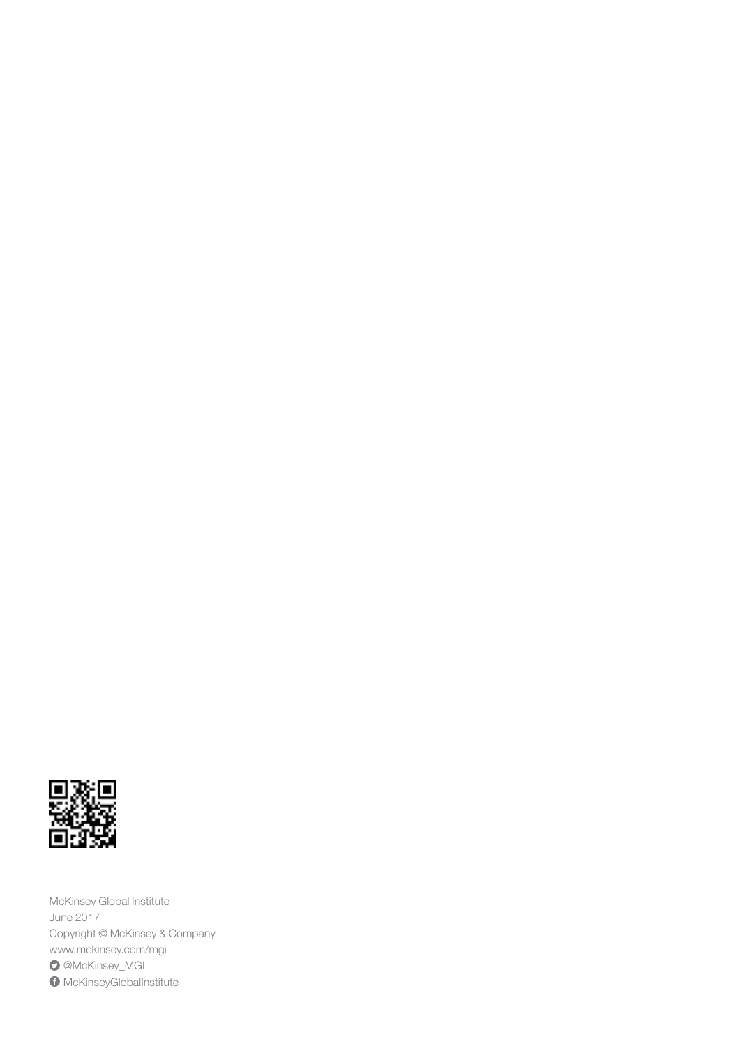McKinsey Global Institute
June 2017
Copyright © McKinsey & Company
www.mckinsey.com/mgi
@McKinsey_MGI
McKinseyGlobalInstitute